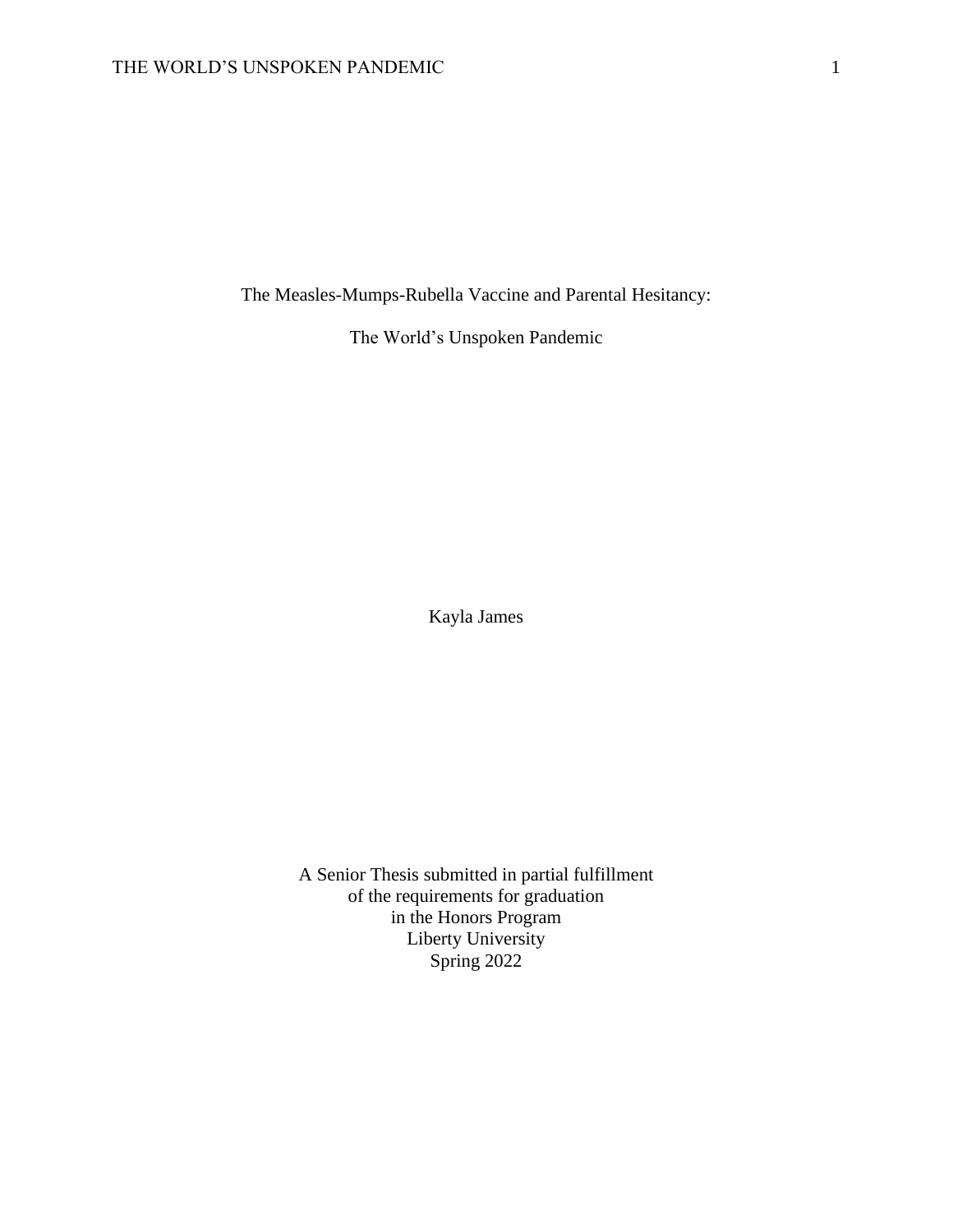# The Measles-Mumps-Rubella Vaccine and Parental Hesitancy:

# The World's Unspoken Pandemic

Kayla James

A Senior Thesis submitted in partial fulfillment
of the requirements for graduation
in the Honors Program
Liberty University
Spring 2022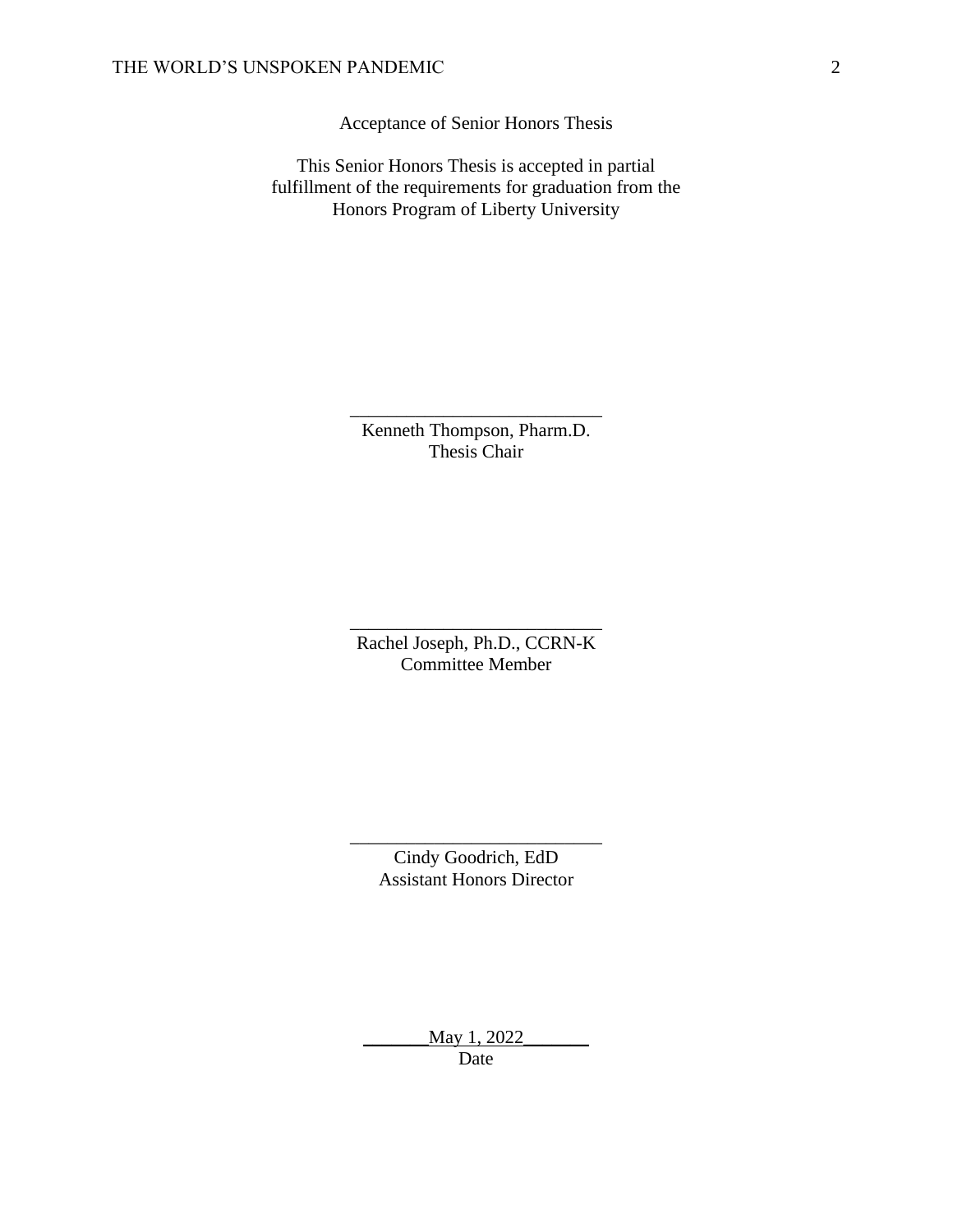Acceptance of Senior Honors Thesis

This Senior Honors Thesis is accepted in partial fulfillment of the requirements for graduation from the Honors Program of Liberty University

______________________________
Kenneth Thompson, Pharm.D.
Thesis Chair

______________________________
Rachel Joseph, Ph.D., CCRN-K
Committee Member

______________________________
Cindy Goodrich, EdD
Assistant Honors Director

_______May 1, 2022_______
Date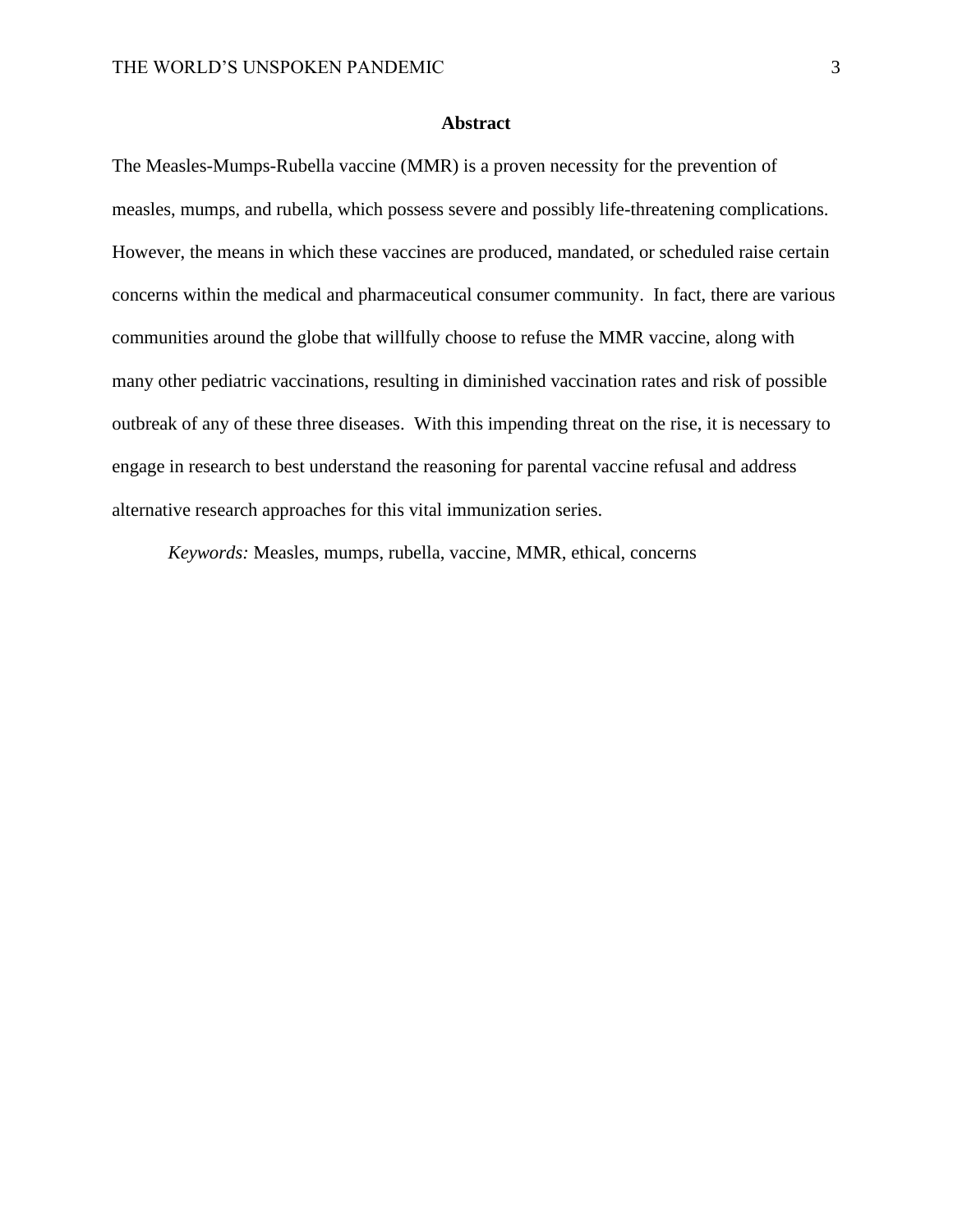## Abstract

The Measles-Mumps-Rubella vaccine (MMR) is a proven necessity for the prevention of measles, mumps, and rubella, which possess severe and possibly life-threatening complications. However, the means in which these vaccines are produced, mandated, or scheduled raise certain concerns within the medical and pharmaceutical consumer community. In fact, there are various communities around the globe that willfully choose to refuse the MMR vaccine, along with many other pediatric vaccinations, resulting in diminished vaccination rates and risk of possible outbreak of any of these three diseases. With this impending threat on the rise, it is necessary to engage in research to best understand the reasoning for parental vaccine refusal and address alternative research approaches for this vital immunization series.

*Keywords:* Measles, mumps, rubella, vaccine, MMR, ethical, concerns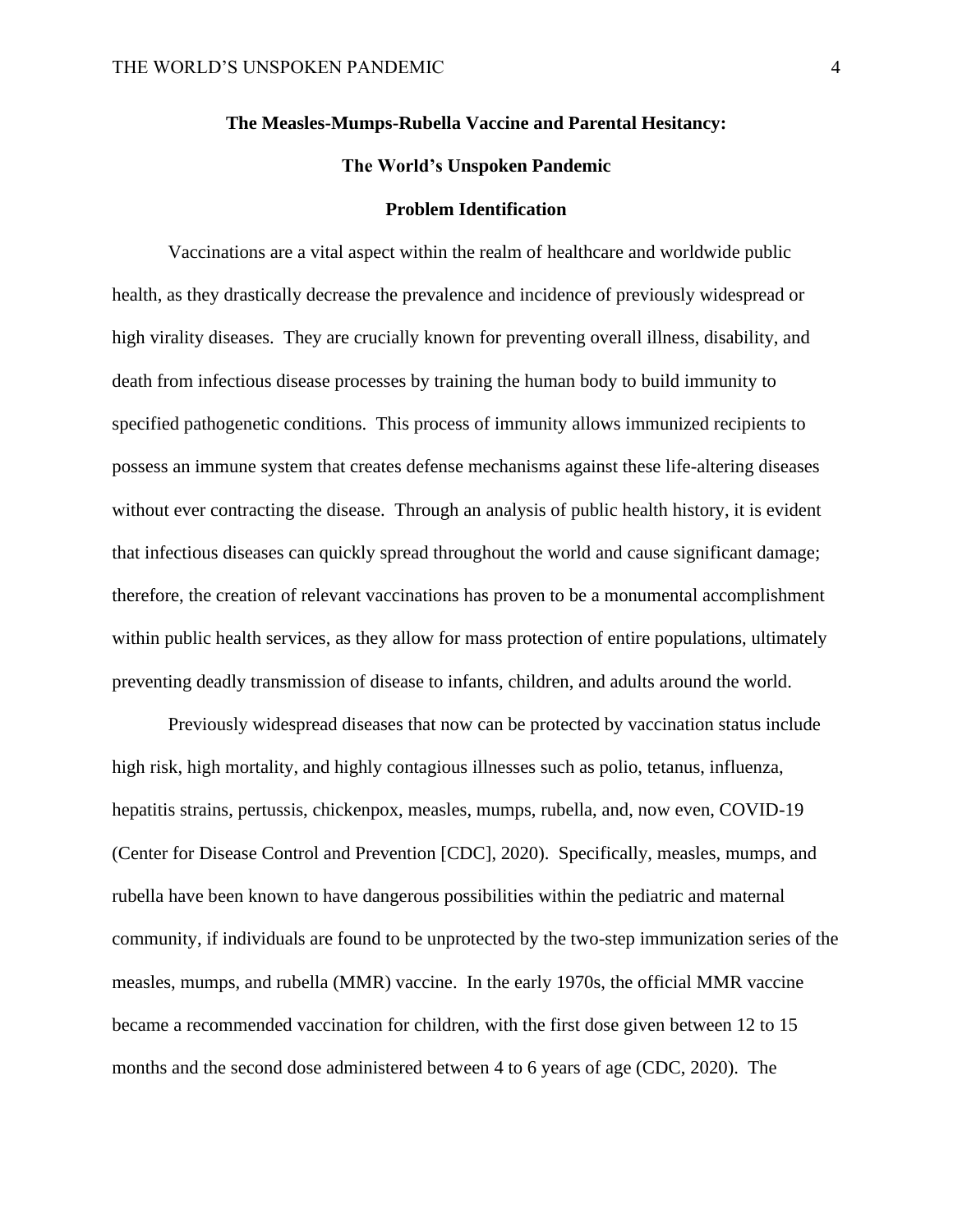# The Measles-Mumps-Rubella Vaccine and Parental Hesitancy:

# The World's Unspoken Pandemic

## Problem Identification

Vaccinations are a vital aspect within the realm of healthcare and worldwide public health, as they drastically decrease the prevalence and incidence of previously widespread or high virality diseases. They are crucially known for preventing overall illness, disability, and death from infectious disease processes by training the human body to build immunity to specified pathogenetic conditions. This process of immunity allows immunized recipients to possess an immune system that creates defense mechanisms against these life-altering diseases without ever contracting the disease. Through an analysis of public health history, it is evident that infectious diseases can quickly spread throughout the world and cause significant damage; therefore, the creation of relevant vaccinations has proven to be a monumental accomplishment within public health services, as they allow for mass protection of entire populations, ultimately preventing deadly transmission of disease to infants, children, and adults around the world.

Previously widespread diseases that now can be protected by vaccination status include high risk, high mortality, and highly contagious illnesses such as polio, tetanus, influenza, hepatitis strains, pertussis, chickenpox, measles, mumps, rubella, and, now even, COVID-19 (Center for Disease Control and Prevention [CDC], 2020). Specifically, measles, mumps, and rubella have been known to have dangerous possibilities within the pediatric and maternal community, if individuals are found to be unprotected by the two-step immunization series of the measles, mumps, and rubella (MMR) vaccine. In the early 1970s, the official MMR vaccine became a recommended vaccination for children, with the first dose given between 12 to 15 months and the second dose administered between 4 to 6 years of age (CDC, 2020). The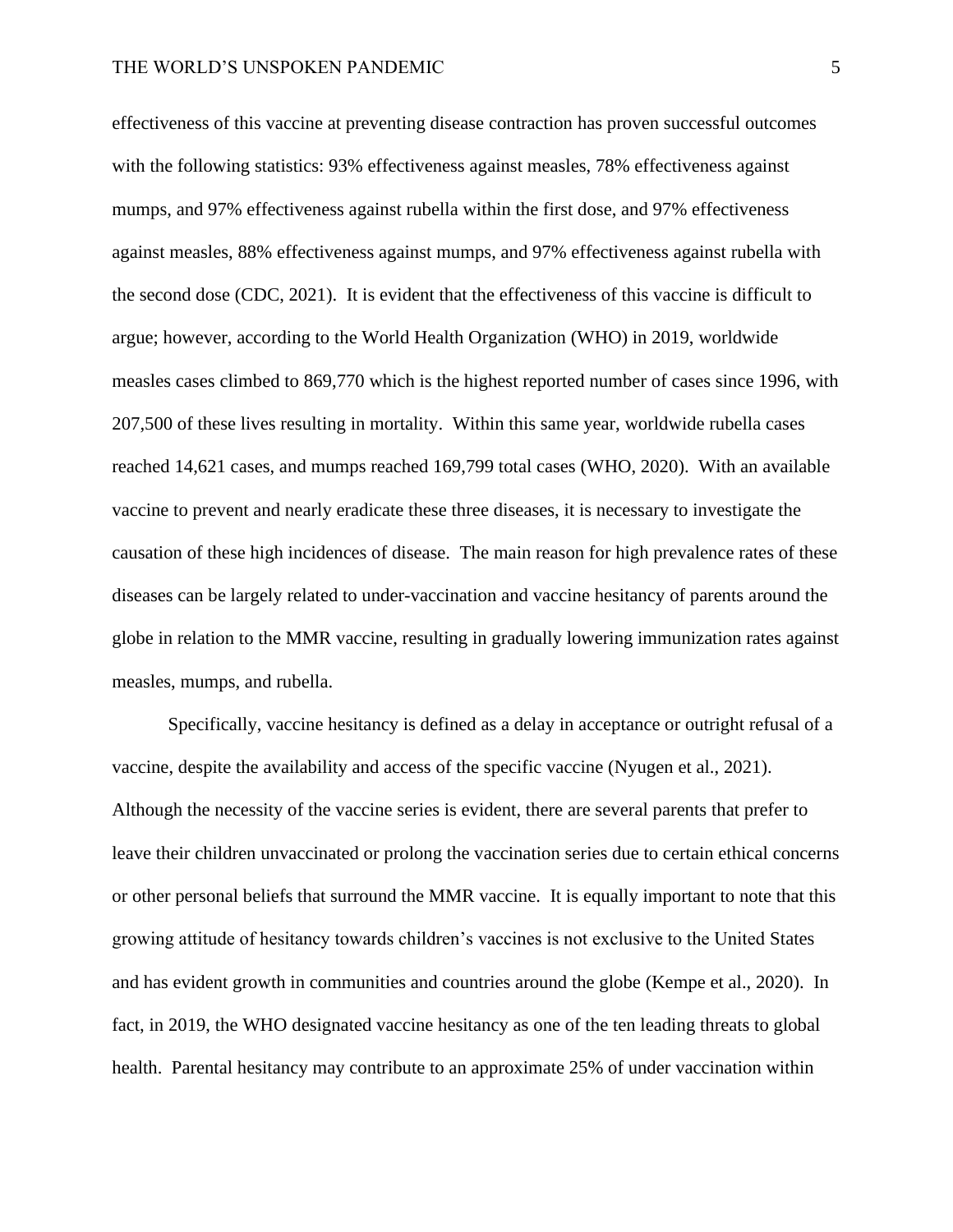effectiveness of this vaccine at preventing disease contraction has proven successful outcomes with the following statistics: 93% effectiveness against measles, 78% effectiveness against mumps, and 97% effectiveness against rubella within the first dose, and 97% effectiveness against measles, 88% effectiveness against mumps, and 97% effectiveness against rubella with the second dose (CDC, 2021). It is evident that the effectiveness of this vaccine is difficult to argue; however, according to the World Health Organization (WHO) in 2019, worldwide measles cases climbed to 869,770 which is the highest reported number of cases since 1996, with 207,500 of these lives resulting in mortality. Within this same year, worldwide rubella cases reached 14,621 cases, and mumps reached 169,799 total cases (WHO, 2020). With an available vaccine to prevent and nearly eradicate these three diseases, it is necessary to investigate the causation of these high incidences of disease. The main reason for high prevalence rates of these diseases can be largely related to under-vaccination and vaccine hesitancy of parents around the globe in relation to the MMR vaccine, resulting in gradually lowering immunization rates against measles, mumps, and rubella.

Specifically, vaccine hesitancy is defined as a delay in acceptance or outright refusal of a vaccine, despite the availability and access of the specific vaccine (Nyugen et al., 2021). Although the necessity of the vaccine series is evident, there are several parents that prefer to leave their children unvaccinated or prolong the vaccination series due to certain ethical concerns or other personal beliefs that surround the MMR vaccine. It is equally important to note that this growing attitude of hesitancy towards children's vaccines is not exclusive to the United States and has evident growth in communities and countries around the globe (Kempe et al., 2020). In fact, in 2019, the WHO designated vaccine hesitancy as one of the ten leading threats to global health. Parental hesitancy may contribute to an approximate 25% of under vaccination within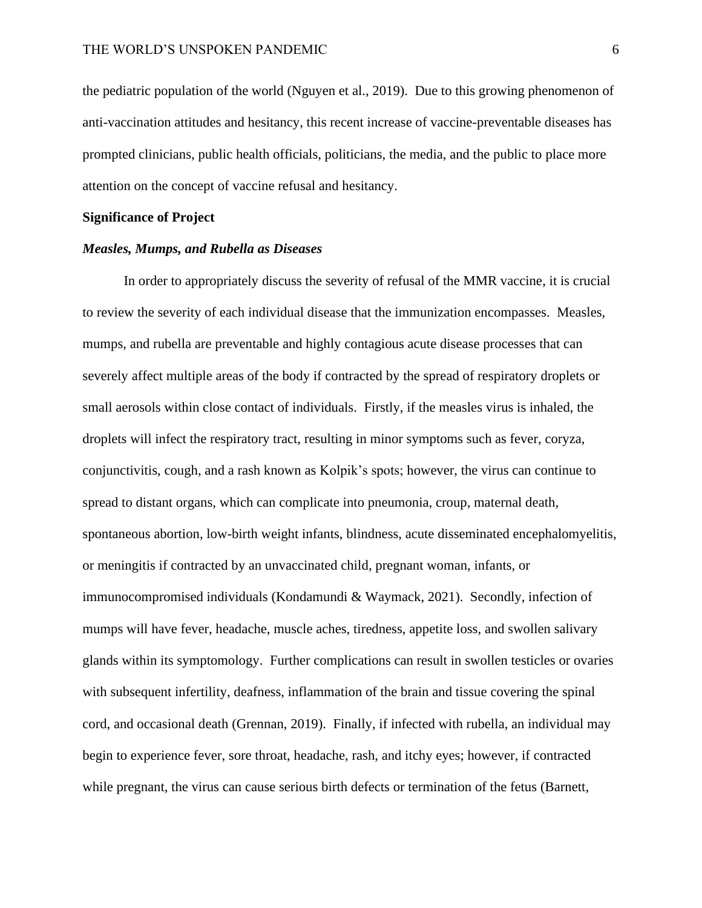the pediatric population of the world (Nguyen et al., 2019). Due to this growing phenomenon of anti-vaccination attitudes and hesitancy, this recent increase of vaccine-preventable diseases has prompted clinicians, public health officials, politicians, the media, and the public to place more attention on the concept of vaccine refusal and hesitancy.

**Significance of Project**

***Measles, Mumps, and Rubella as Diseases***

In order to appropriately discuss the severity of refusal of the MMR vaccine, it is crucial to review the severity of each individual disease that the immunization encompasses. Measles, mumps, and rubella are preventable and highly contagious acute disease processes that can severely affect multiple areas of the body if contracted by the spread of respiratory droplets or small aerosols within close contact of individuals. Firstly, if the measles virus is inhaled, the droplets will infect the respiratory tract, resulting in minor symptoms such as fever, coryza, conjunctivitis, cough, and a rash known as Kolpik's spots; however, the virus can continue to spread to distant organs, which can complicate into pneumonia, croup, maternal death, spontaneous abortion, low-birth weight infants, blindness, acute disseminated encephalomyelitis, or meningitis if contracted by an unvaccinated child, pregnant woman, infants, or immunocompromised individuals (Kondamundi & Waymack, 2021). Secondly, infection of mumps will have fever, headache, muscle aches, tiredness, appetite loss, and swollen salivary glands within its symptomology. Further complications can result in swollen testicles or ovaries with subsequent infertility, deafness, inflammation of the brain and tissue covering the spinal cord, and occasional death (Grennan, 2019). Finally, if infected with rubella, an individual may begin to experience fever, sore throat, headache, rash, and itchy eyes; however, if contracted while pregnant, the virus can cause serious birth defects or termination of the fetus (Barnett,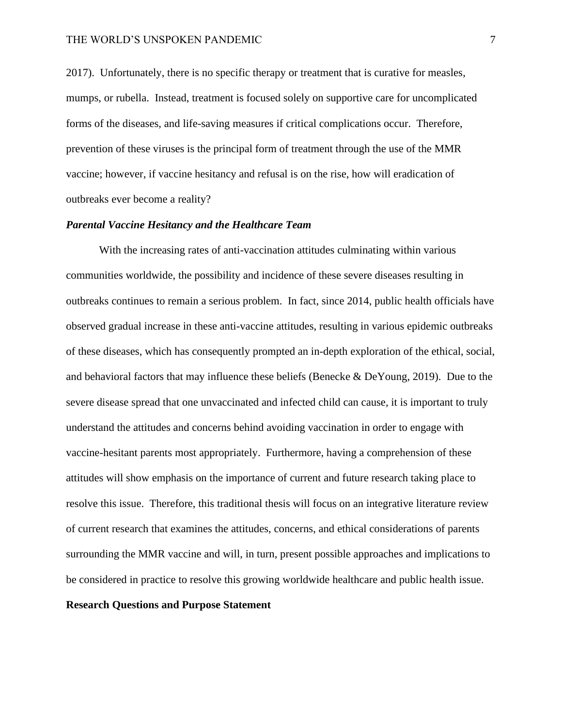2017). Unfortunately, there is no specific therapy or treatment that is curative for measles, mumps, or rubella. Instead, treatment is focused solely on supportive care for uncomplicated forms of the diseases, and life-saving measures if critical complications occur. Therefore, prevention of these viruses is the principal form of treatment through the use of the MMR vaccine; however, if vaccine hesitancy and refusal is on the rise, how will eradication of outbreaks ever become a reality?

### *Parental Vaccine Hesitancy and the Healthcare Team*

With the increasing rates of anti-vaccination attitudes culminating within various communities worldwide, the possibility and incidence of these severe diseases resulting in outbreaks continues to remain a serious problem. In fact, since 2014, public health officials have observed gradual increase in these anti-vaccine attitudes, resulting in various epidemic outbreaks of these diseases, which has consequently prompted an in-depth exploration of the ethical, social, and behavioral factors that may influence these beliefs (Benecke & DeYoung, 2019). Due to the severe disease spread that one unvaccinated and infected child can cause, it is important to truly understand the attitudes and concerns behind avoiding vaccination in order to engage with vaccine-hesitant parents most appropriately. Furthermore, having a comprehension of these attitudes will show emphasis on the importance of current and future research taking place to resolve this issue. Therefore, this traditional thesis will focus on an integrative literature review of current research that examines the attitudes, concerns, and ethical considerations of parents surrounding the MMR vaccine and will, in turn, present possible approaches and implications to be considered in practice to resolve this growing worldwide healthcare and public health issue.

## Research Questions and Purpose Statement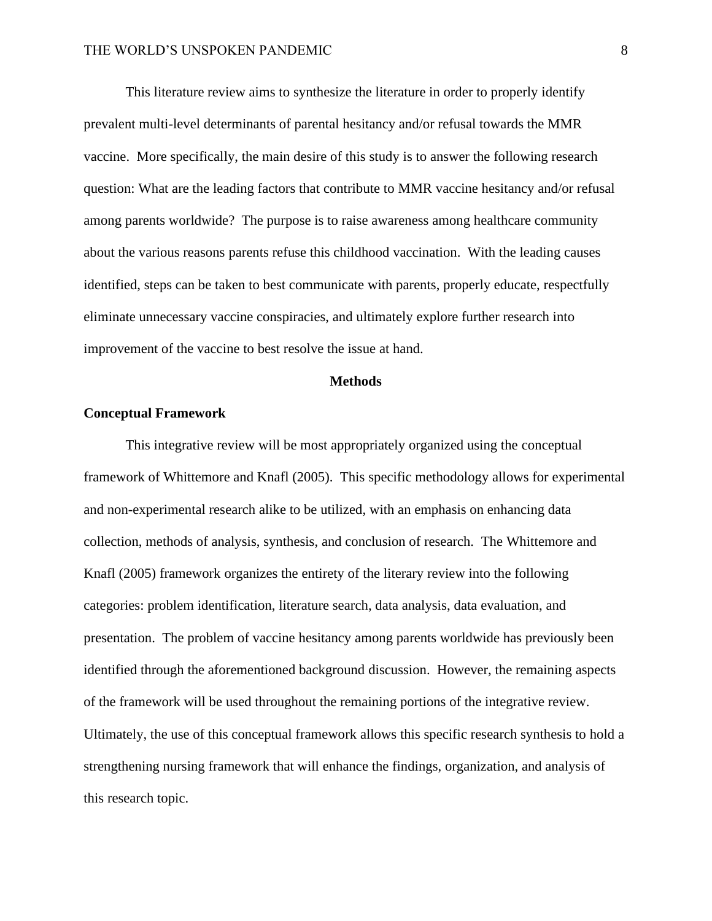This literature review aims to synthesize the literature in order to properly identify prevalent multi-level determinants of parental hesitancy and/or refusal towards the MMR vaccine. More specifically, the main desire of this study is to answer the following research question: What are the leading factors that contribute to MMR vaccine hesitancy and/or refusal among parents worldwide? The purpose is to raise awareness among healthcare community about the various reasons parents refuse this childhood vaccination. With the leading causes identified, steps can be taken to best communicate with parents, properly educate, respectfully eliminate unnecessary vaccine conspiracies, and ultimately explore further research into improvement of the vaccine to best resolve the issue at hand.

# Methods

## Conceptual Framework

This integrative review will be most appropriately organized using the conceptual framework of Whittemore and Knafl (2005). This specific methodology allows for experimental and non-experimental research alike to be utilized, with an emphasis on enhancing data collection, methods of analysis, synthesis, and conclusion of research. The Whittemore and Knafl (2005) framework organizes the entirety of the literary review into the following categories: problem identification, literature search, data analysis, data evaluation, and presentation. The problem of vaccine hesitancy among parents worldwide has previously been identified through the aforementioned background discussion. However, the remaining aspects of the framework will be used throughout the remaining portions of the integrative review. Ultimately, the use of this conceptual framework allows this specific research synthesis to hold a strengthening nursing framework that will enhance the findings, organization, and analysis of this research topic.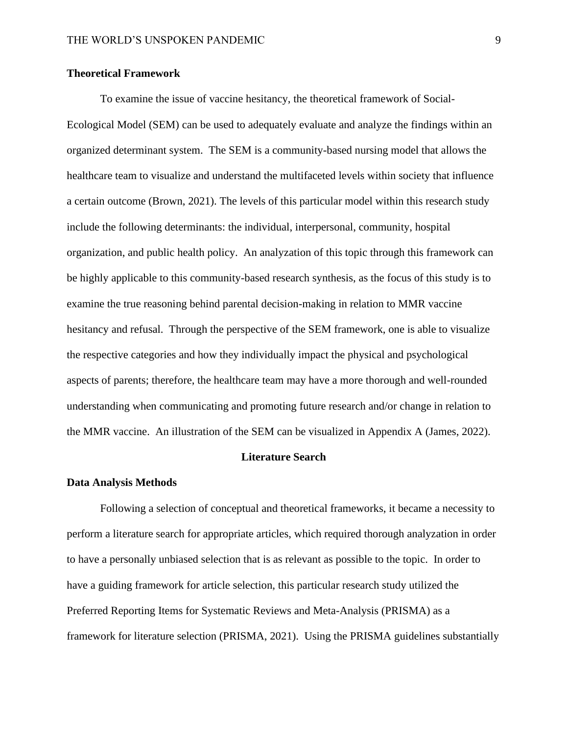**Theoretical Framework**

To examine the issue of vaccine hesitancy, the theoretical framework of Social-Ecological Model (SEM) can be used to adequately evaluate and analyze the findings within an organized determinant system. The SEM is a community-based nursing model that allows the healthcare team to visualize and understand the multifaceted levels within society that influence a certain outcome (Brown, 2021). The levels of this particular model within this research study include the following determinants: the individual, interpersonal, community, hospital organization, and public health policy. An analyzation of this topic through this framework can be highly applicable to this community-based research synthesis, as the focus of this study is to examine the true reasoning behind parental decision-making in relation to MMR vaccine hesitancy and refusal. Through the perspective of the SEM framework, one is able to visualize the respective categories and how they individually impact the physical and psychological aspects of parents; therefore, the healthcare team may have a more thorough and well-rounded understanding when communicating and promoting future research and/or change in relation to the MMR vaccine. An illustration of the SEM can be visualized in Appendix A (James, 2022).

## Literature Search

**Data Analysis Methods**

Following a selection of conceptual and theoretical frameworks, it became a necessity to perform a literature search for appropriate articles, which required thorough analyzation in order to have a personally unbiased selection that is as relevant as possible to the topic. In order to have a guiding framework for article selection, this particular research study utilized the Preferred Reporting Items for Systematic Reviews and Meta-Analysis (PRISMA) as a framework for literature selection (PRISMA, 2021). Using the PRISMA guidelines substantially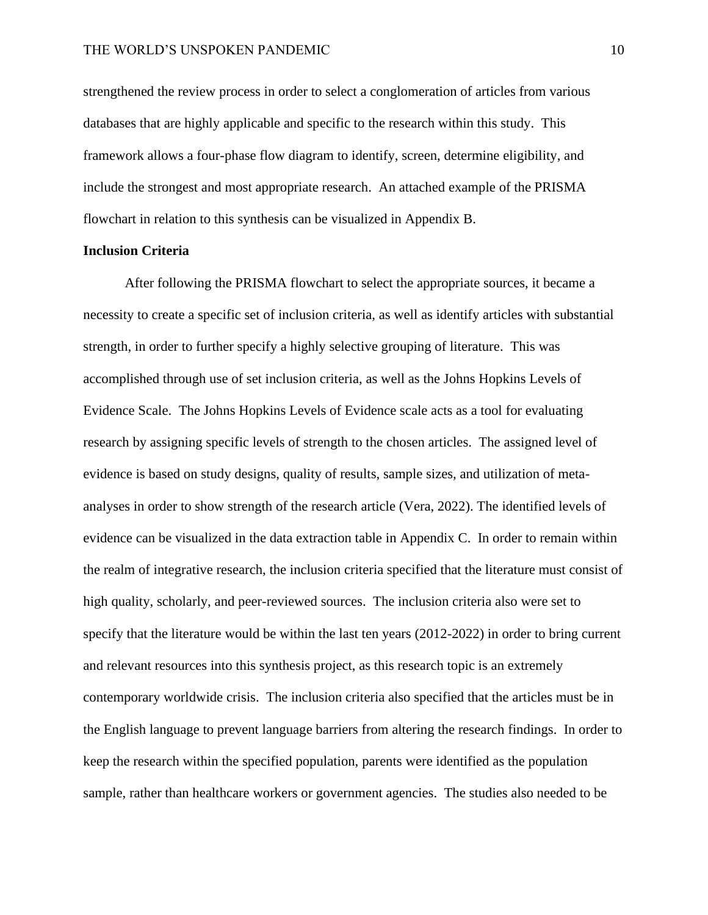strengthened the review process in order to select a conglomeration of articles from various databases that are highly applicable and specific to the research within this study. This framework allows a four-phase flow diagram to identify, screen, determine eligibility, and include the strongest and most appropriate research. An attached example of the PRISMA flowchart in relation to this synthesis can be visualized in Appendix B.

**Inclusion Criteria**

After following the PRISMA flowchart to select the appropriate sources, it became a necessity to create a specific set of inclusion criteria, as well as identify articles with substantial strength, in order to further specify a highly selective grouping of literature. This was accomplished through use of set inclusion criteria, as well as the Johns Hopkins Levels of Evidence Scale. The Johns Hopkins Levels of Evidence scale acts as a tool for evaluating research by assigning specific levels of strength to the chosen articles. The assigned level of evidence is based on study designs, quality of results, sample sizes, and utilization of meta-analyses in order to show strength of the research article (Vera, 2022). The identified levels of evidence can be visualized in the data extraction table in Appendix C. In order to remain within the realm of integrative research, the inclusion criteria specified that the literature must consist of high quality, scholarly, and peer-reviewed sources. The inclusion criteria also were set to specify that the literature would be within the last ten years (2012-2022) in order to bring current and relevant resources into this synthesis project, as this research topic is an extremely contemporary worldwide crisis. The inclusion criteria also specified that the articles must be in the English language to prevent language barriers from altering the research findings. In order to keep the research within the specified population, parents were identified as the population sample, rather than healthcare workers or government agencies. The studies also needed to be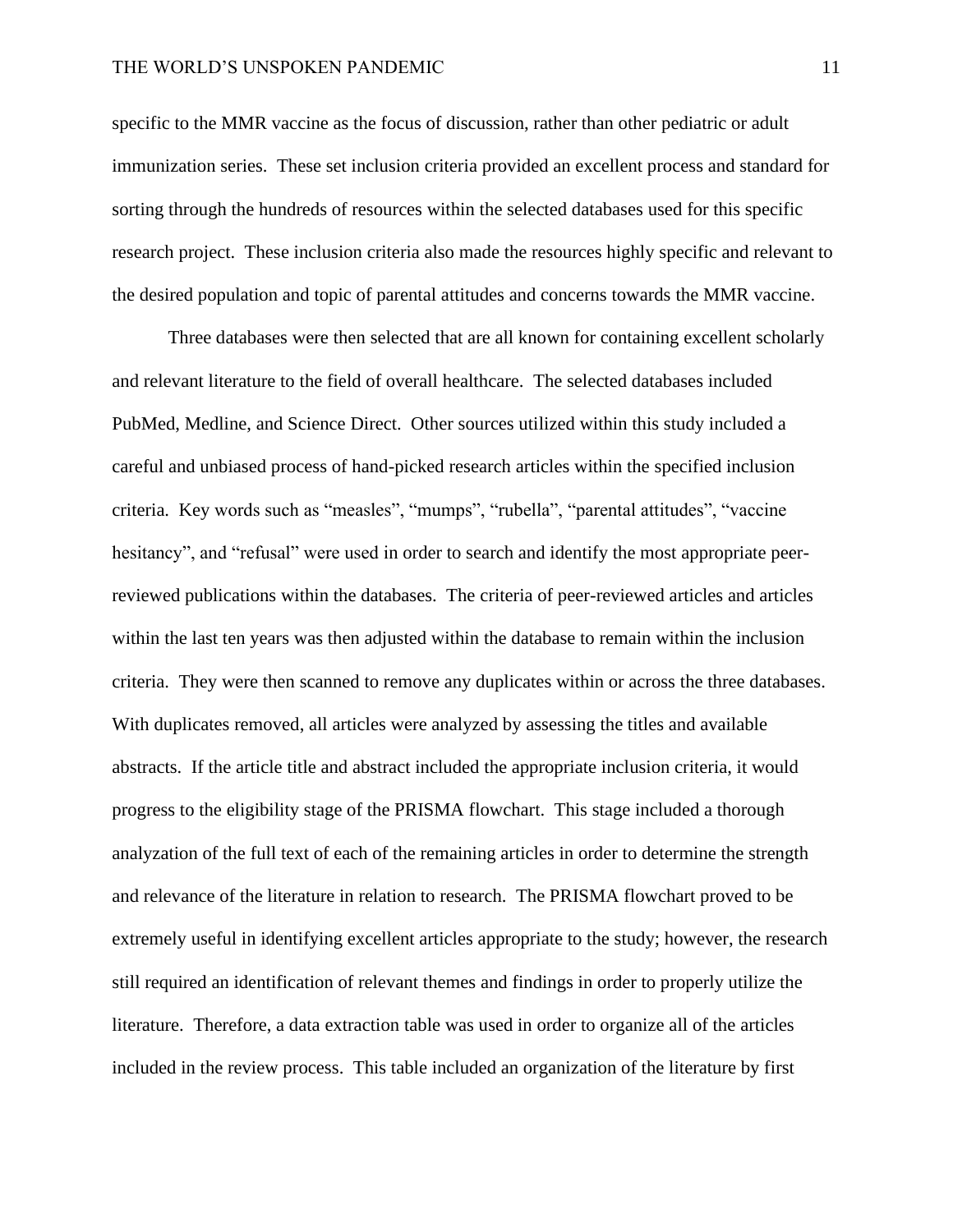specific to the MMR vaccine as the focus of discussion, rather than other pediatric or adult immunization series. These set inclusion criteria provided an excellent process and standard for sorting through the hundreds of resources within the selected databases used for this specific research project. These inclusion criteria also made the resources highly specific and relevant to the desired population and topic of parental attitudes and concerns towards the MMR vaccine.

Three databases were then selected that are all known for containing excellent scholarly and relevant literature to the field of overall healthcare. The selected databases included PubMed, Medline, and Science Direct. Other sources utilized within this study included a careful and unbiased process of hand-picked research articles within the specified inclusion criteria. Key words such as “measles”, “mumps”, “rubella”, “parental attitudes”, “vaccine hesitancy”, and “refusal” were used in order to search and identify the most appropriate peer-reviewed publications within the databases. The criteria of peer-reviewed articles and articles within the last ten years was then adjusted within the database to remain within the inclusion criteria. They were then scanned to remove any duplicates within or across the three databases. With duplicates removed, all articles were analyzed by assessing the titles and available abstracts. If the article title and abstract included the appropriate inclusion criteria, it would progress to the eligibility stage of the PRISMA flowchart. This stage included a thorough analyzation of the full text of each of the remaining articles in order to determine the strength and relevance of the literature in relation to research. The PRISMA flowchart proved to be extremely useful in identifying excellent articles appropriate to the study; however, the research still required an identification of relevant themes and findings in order to properly utilize the literature. Therefore, a data extraction table was used in order to organize all of the articles included in the review process. This table included an organization of the literature by first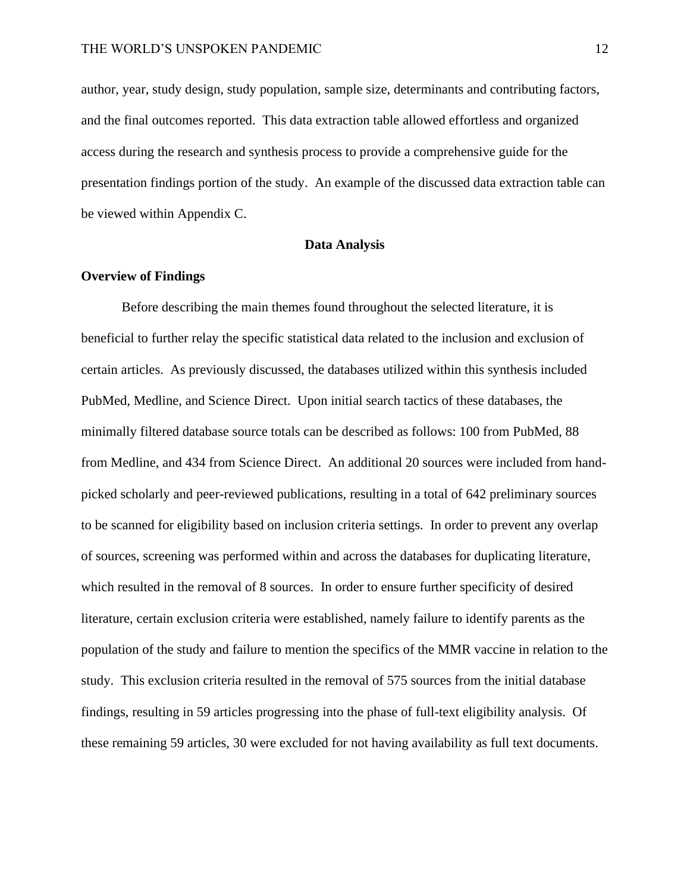author, year, study design, study population, sample size, determinants and contributing factors, and the final outcomes reported. This data extraction table allowed effortless and organized access during the research and synthesis process to provide a comprehensive guide for the presentation findings portion of the study. An example of the discussed data extraction table can be viewed within Appendix C.

## Data Analysis

### Overview of Findings

Before describing the main themes found throughout the selected literature, it is beneficial to further relay the specific statistical data related to the inclusion and exclusion of certain articles. As previously discussed, the databases utilized within this synthesis included PubMed, Medline, and Science Direct. Upon initial search tactics of these databases, the minimally filtered database source totals can be described as follows: 100 from PubMed, 88 from Medline, and 434 from Science Direct. An additional 20 sources were included from hand-picked scholarly and peer-reviewed publications, resulting in a total of 642 preliminary sources to be scanned for eligibility based on inclusion criteria settings. In order to prevent any overlap of sources, screening was performed within and across the databases for duplicating literature, which resulted in the removal of 8 sources. In order to ensure further specificity of desired literature, certain exclusion criteria were established, namely failure to identify parents as the population of the study and failure to mention the specifics of the MMR vaccine in relation to the study. This exclusion criteria resulted in the removal of 575 sources from the initial database findings, resulting in 59 articles progressing into the phase of full-text eligibility analysis. Of these remaining 59 articles, 30 were excluded for not having availability as full text documents.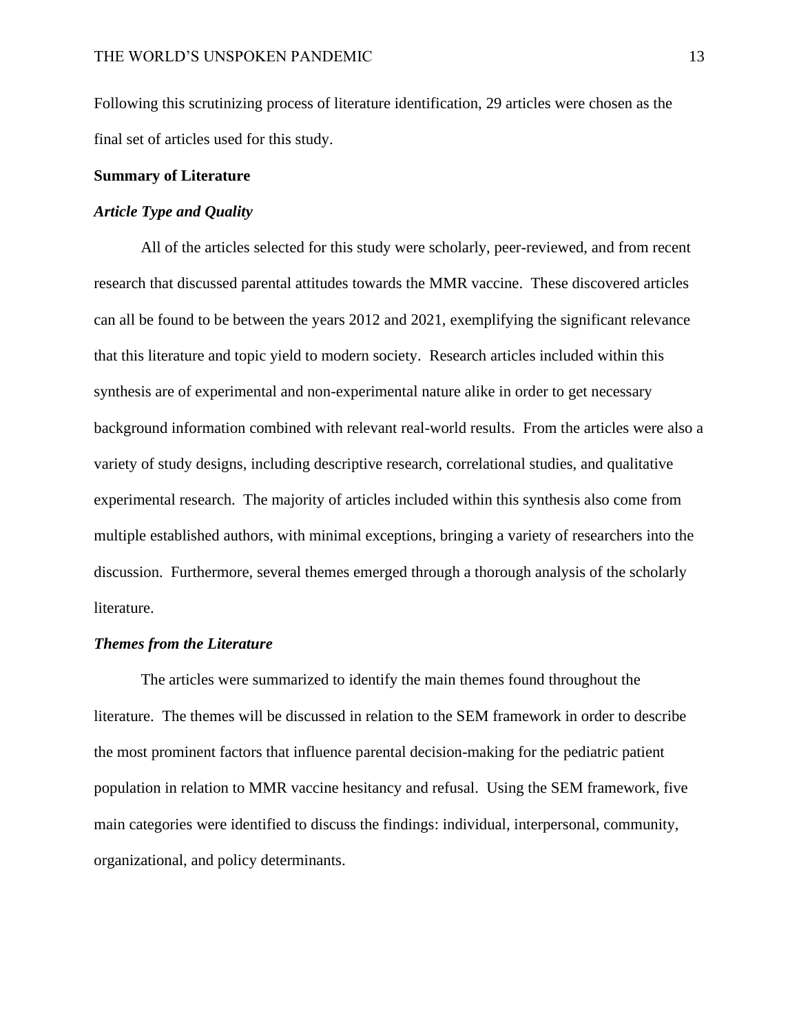Following this scrutinizing process of literature identification, 29 articles were chosen as the final set of articles used for this study.

## Summary of Literature

### *Article Type and Quality*

All of the articles selected for this study were scholarly, peer-reviewed, and from recent research that discussed parental attitudes towards the MMR vaccine. These discovered articles can all be found to be between the years 2012 and 2021, exemplifying the significant relevance that this literature and topic yield to modern society. Research articles included within this synthesis are of experimental and non-experimental nature alike in order to get necessary background information combined with relevant real-world results. From the articles were also a variety of study designs, including descriptive research, correlational studies, and qualitative experimental research. The majority of articles included within this synthesis also come from multiple established authors, with minimal exceptions, bringing a variety of researchers into the discussion. Furthermore, several themes emerged through a thorough analysis of the scholarly literature.

### *Themes from the Literature*

The articles were summarized to identify the main themes found throughout the literature. The themes will be discussed in relation to the SEM framework in order to describe the most prominent factors that influence parental decision-making for the pediatric patient population in relation to MMR vaccine hesitancy and refusal. Using the SEM framework, five main categories were identified to discuss the findings: individual, interpersonal, community, organizational, and policy determinants.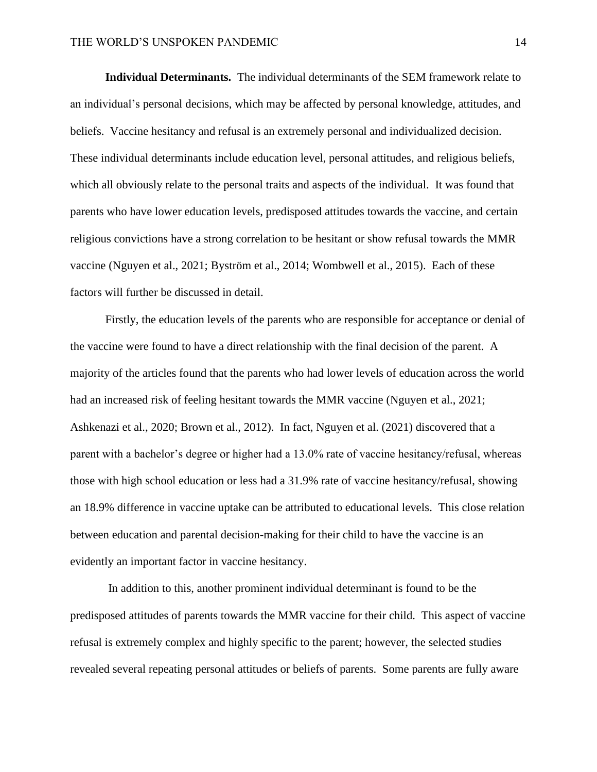**Individual Determinants.** The individual determinants of the SEM framework relate to an individual's personal decisions, which may be affected by personal knowledge, attitudes, and beliefs. Vaccine hesitancy and refusal is an extremely personal and individualized decision. These individual determinants include education level, personal attitudes, and religious beliefs, which all obviously relate to the personal traits and aspects of the individual. It was found that parents who have lower education levels, predisposed attitudes towards the vaccine, and certain religious convictions have a strong correlation to be hesitant or show refusal towards the MMR vaccine (Nguyen et al., 2021; Byström et al., 2014; Wombwell et al., 2015). Each of these factors will further be discussed in detail.

Firstly, the education levels of the parents who are responsible for acceptance or denial of the vaccine were found to have a direct relationship with the final decision of the parent. A majority of the articles found that the parents who had lower levels of education across the world had an increased risk of feeling hesitant towards the MMR vaccine (Nguyen et al., 2021; Ashkenazi et al., 2020; Brown et al., 2012). In fact, Nguyen et al. (2021) discovered that a parent with a bachelor's degree or higher had a 13.0% rate of vaccine hesitancy/refusal, whereas those with high school education or less had a 31.9% rate of vaccine hesitancy/refusal, showing an 18.9% difference in vaccine uptake can be attributed to educational levels. This close relation between education and parental decision-making for their child to have the vaccine is an evidently an important factor in vaccine hesitancy.

In addition to this, another prominent individual determinant is found to be the predisposed attitudes of parents towards the MMR vaccine for their child. This aspect of vaccine refusal is extremely complex and highly specific to the parent; however, the selected studies revealed several repeating personal attitudes or beliefs of parents. Some parents are fully aware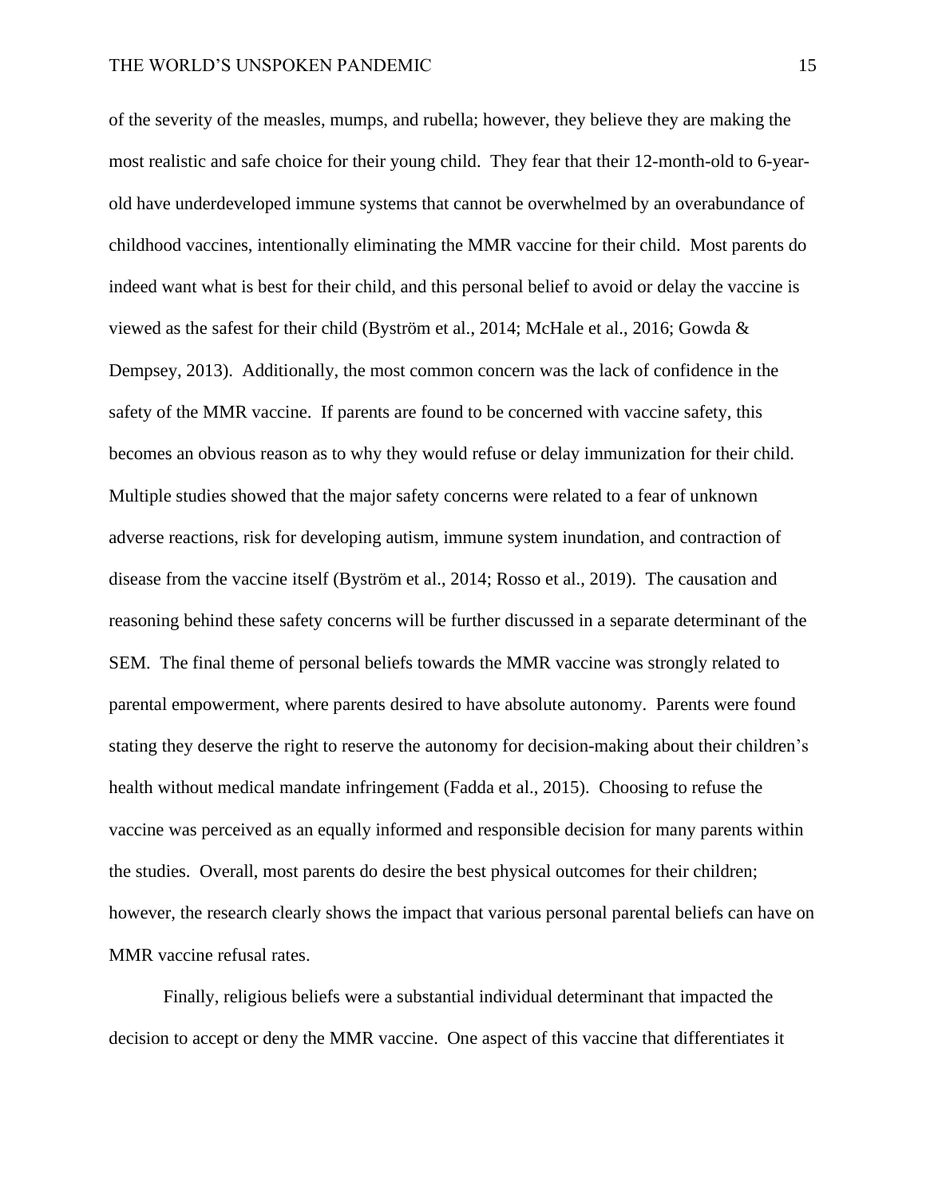of the severity of the measles, mumps, and rubella; however, they believe they are making the most realistic and safe choice for their young child. They fear that their 12-month-old to 6-year-old have underdeveloped immune systems that cannot be overwhelmed by an overabundance of childhood vaccines, intentionally eliminating the MMR vaccine for their child. Most parents do indeed want what is best for their child, and this personal belief to avoid or delay the vaccine is viewed as the safest for their child (Byström et al., 2014; McHale et al., 2016; Gowda & Dempsey, 2013). Additionally, the most common concern was the lack of confidence in the safety of the MMR vaccine. If parents are found to be concerned with vaccine safety, this becomes an obvious reason as to why they would refuse or delay immunization for their child. Multiple studies showed that the major safety concerns were related to a fear of unknown adverse reactions, risk for developing autism, immune system inundation, and contraction of disease from the vaccine itself (Byström et al., 2014; Rosso et al., 2019). The causation and reasoning behind these safety concerns will be further discussed in a separate determinant of the SEM. The final theme of personal beliefs towards the MMR vaccine was strongly related to parental empowerment, where parents desired to have absolute autonomy. Parents were found stating they deserve the right to reserve the autonomy for decision-making about their children's health without medical mandate infringement (Fadda et al., 2015). Choosing to refuse the vaccine was perceived as an equally informed and responsible decision for many parents within the studies. Overall, most parents do desire the best physical outcomes for their children; however, the research clearly shows the impact that various personal parental beliefs can have on MMR vaccine refusal rates.

Finally, religious beliefs were a substantial individual determinant that impacted the decision to accept or deny the MMR vaccine. One aspect of this vaccine that differentiates it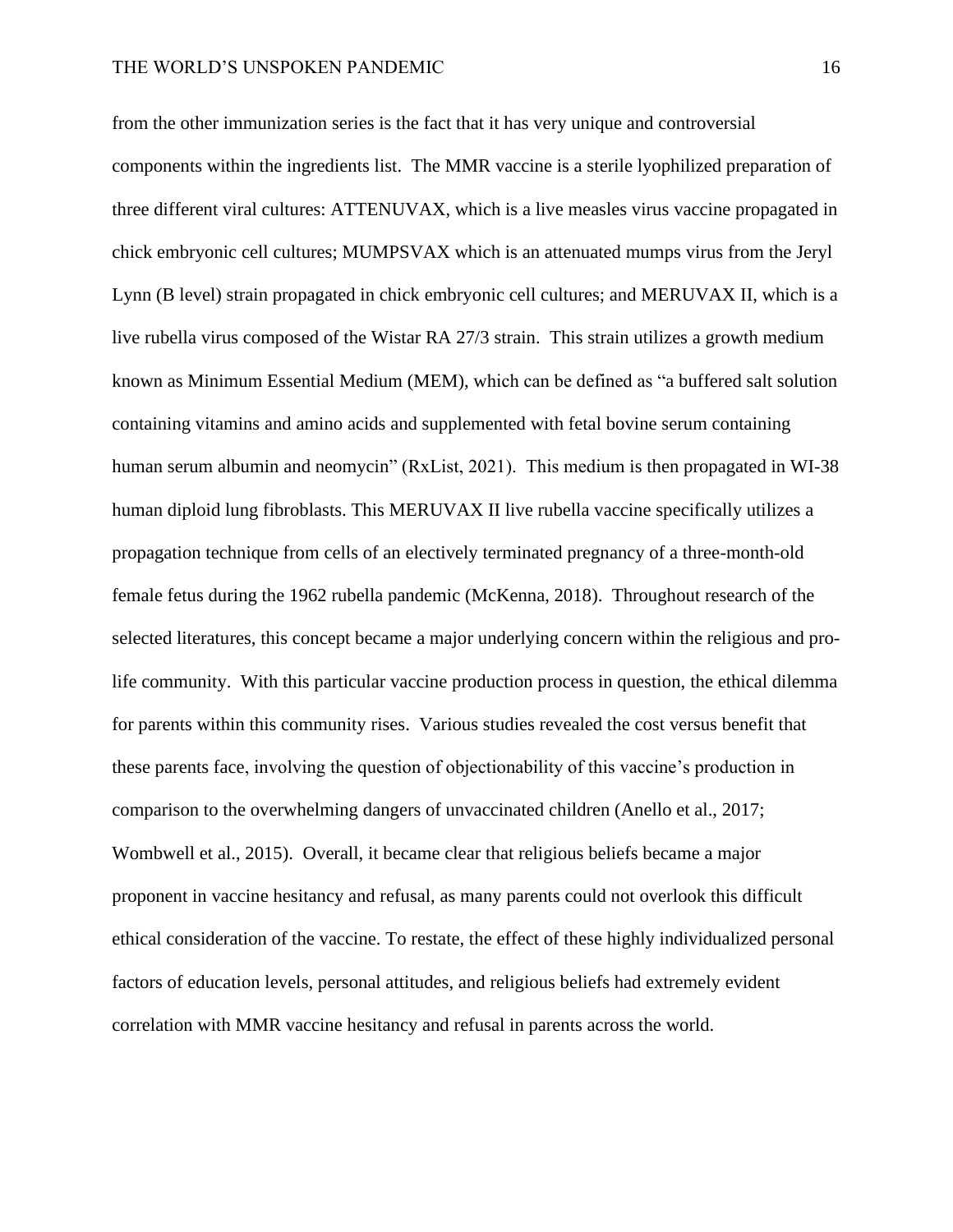from the other immunization series is the fact that it has very unique and controversial components within the ingredients list. The MMR vaccine is a sterile lyophilized preparation of three different viral cultures: ATTENUVAX, which is a live measles virus vaccine propagated in chick embryonic cell cultures; MUMPSVAX which is an attenuated mumps virus from the Jeryl Lynn (B level) strain propagated in chick embryonic cell cultures; and MERUVAX II, which is a live rubella virus composed of the Wistar RA 27/3 strain. This strain utilizes a growth medium known as Minimum Essential Medium (MEM), which can be defined as "a buffered salt solution containing vitamins and amino acids and supplemented with fetal bovine serum containing human serum albumin and neomycin" (RxList, 2021). This medium is then propagated in WI-38 human diploid lung fibroblasts. This MERUVAX II live rubella vaccine specifically utilizes a propagation technique from cells of an electively terminated pregnancy of a three-month-old female fetus during the 1962 rubella pandemic (McKenna, 2018). Throughout research of the selected literatures, this concept became a major underlying concern within the religious and pro-life community. With this particular vaccine production process in question, the ethical dilemma for parents within this community rises. Various studies revealed the cost versus benefit that these parents face, involving the question of objectionability of this vaccine's production in comparison to the overwhelming dangers of unvaccinated children (Anello et al., 2017; Wombwell et al., 2015). Overall, it became clear that religious beliefs became a major proponent in vaccine hesitancy and refusal, as many parents could not overlook this difficult ethical consideration of the vaccine. To restate, the effect of these highly individualized personal factors of education levels, personal attitudes, and religious beliefs had extremely evident correlation with MMR vaccine hesitancy and refusal in parents across the world.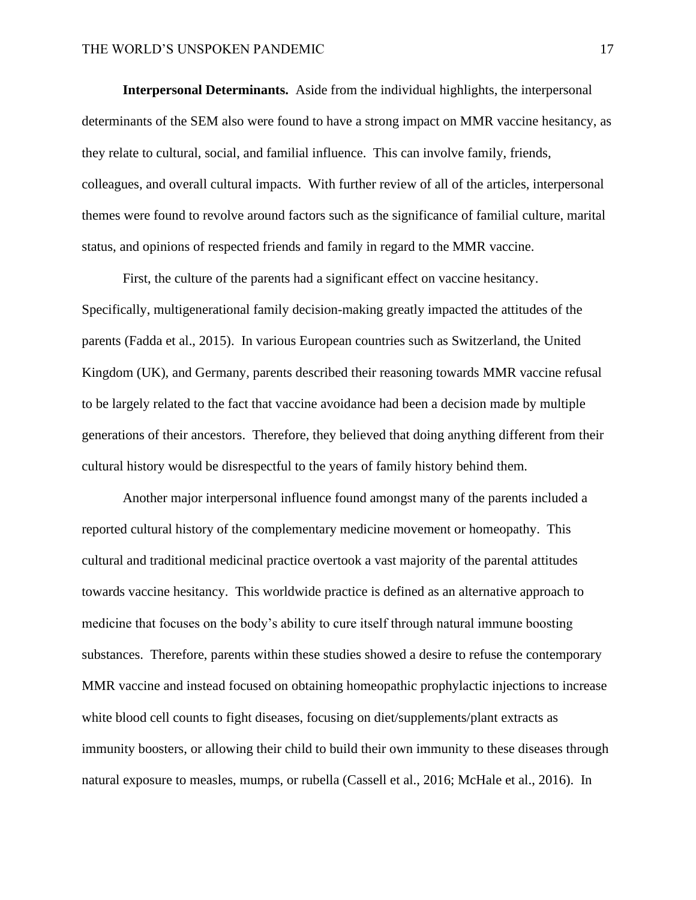**Interpersonal Determinants.** Aside from the individual highlights, the interpersonal determinants of the SEM also were found to have a strong impact on MMR vaccine hesitancy, as they relate to cultural, social, and familial influence. This can involve family, friends, colleagues, and overall cultural impacts. With further review of all of the articles, interpersonal themes were found to revolve around factors such as the significance of familial culture, marital status, and opinions of respected friends and family in regard to the MMR vaccine.

First, the culture of the parents had a significant effect on vaccine hesitancy. Specifically, multigenerational family decision-making greatly impacted the attitudes of the parents (Fadda et al., 2015). In various European countries such as Switzerland, the United Kingdom (UK), and Germany, parents described their reasoning towards MMR vaccine refusal to be largely related to the fact that vaccine avoidance had been a decision made by multiple generations of their ancestors. Therefore, they believed that doing anything different from their cultural history would be disrespectful to the years of family history behind them.

Another major interpersonal influence found amongst many of the parents included a reported cultural history of the complementary medicine movement or homeopathy. This cultural and traditional medicinal practice overtook a vast majority of the parental attitudes towards vaccine hesitancy. This worldwide practice is defined as an alternative approach to medicine that focuses on the body's ability to cure itself through natural immune boosting substances. Therefore, parents within these studies showed a desire to refuse the contemporary MMR vaccine and instead focused on obtaining homeopathic prophylactic injections to increase white blood cell counts to fight diseases, focusing on diet/supplements/plant extracts as immunity boosters, or allowing their child to build their own immunity to these diseases through natural exposure to measles, mumps, or rubella (Cassell et al., 2016; McHale et al., 2016). In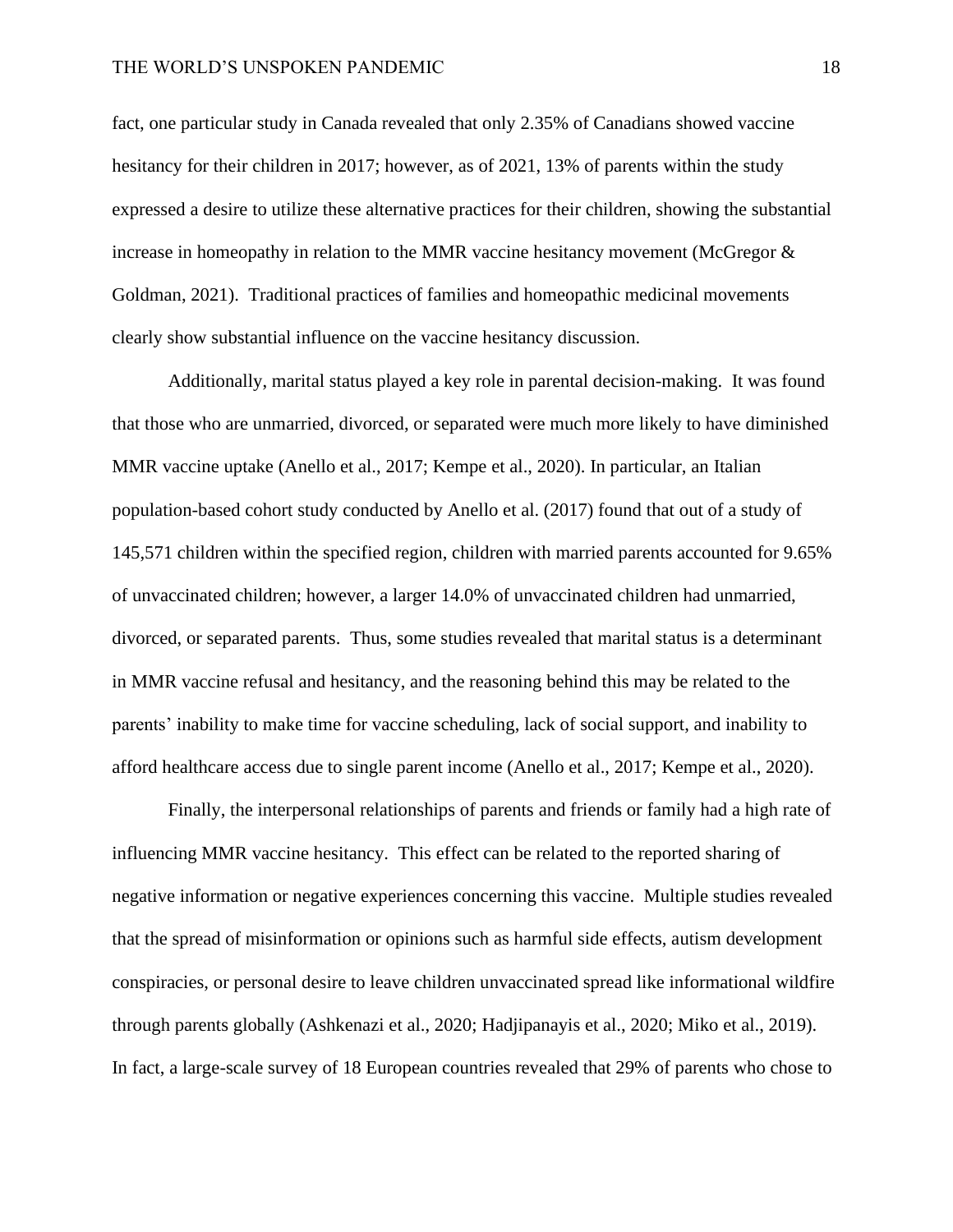fact, one particular study in Canada revealed that only 2.35% of Canadians showed vaccine hesitancy for their children in 2017; however, as of 2021, 13% of parents within the study expressed a desire to utilize these alternative practices for their children, showing the substantial increase in homeopathy in relation to the MMR vaccine hesitancy movement (McGregor & Goldman, 2021). Traditional practices of families and homeopathic medicinal movements clearly show substantial influence on the vaccine hesitancy discussion.

Additionally, marital status played a key role in parental decision-making. It was found that those who are unmarried, divorced, or separated were much more likely to have diminished MMR vaccine uptake (Anello et al., 2017; Kempe et al., 2020). In particular, an Italian population-based cohort study conducted by Anello et al. (2017) found that out of a study of 145,571 children within the specified region, children with married parents accounted for 9.65% of unvaccinated children; however, a larger 14.0% of unvaccinated children had unmarried, divorced, or separated parents. Thus, some studies revealed that marital status is a determinant in MMR vaccine refusal and hesitancy, and the reasoning behind this may be related to the parents' inability to make time for vaccine scheduling, lack of social support, and inability to afford healthcare access due to single parent income (Anello et al., 2017; Kempe et al., 2020).

Finally, the interpersonal relationships of parents and friends or family had a high rate of influencing MMR vaccine hesitancy. This effect can be related to the reported sharing of negative information or negative experiences concerning this vaccine. Multiple studies revealed that the spread of misinformation or opinions such as harmful side effects, autism development conspiracies, or personal desire to leave children unvaccinated spread like informational wildfire through parents globally (Ashkenazi et al., 2020; Hadjipanayis et al., 2020; Miko et al., 2019). In fact, a large-scale survey of 18 European countries revealed that 29% of parents who chose to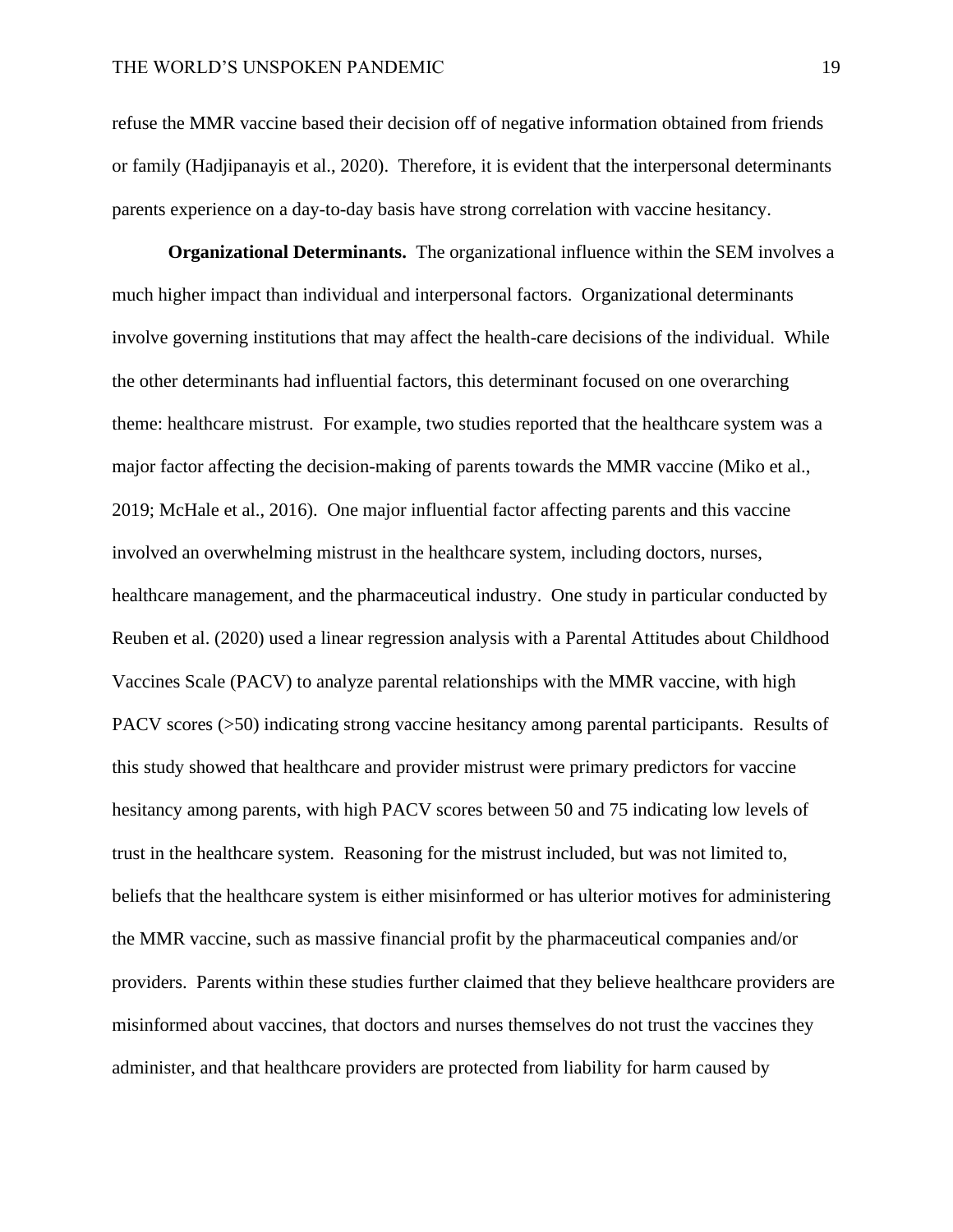refuse the MMR vaccine based their decision off of negative information obtained from friends or family (Hadjipanayis et al., 2020). Therefore, it is evident that the interpersonal determinants parents experience on a day-to-day basis have strong correlation with vaccine hesitancy.

**Organizational Determinants.** The organizational influence within the SEM involves a much higher impact than individual and interpersonal factors. Organizational determinants involve governing institutions that may affect the health-care decisions of the individual. While the other determinants had influential factors, this determinant focused on one overarching theme: healthcare mistrust. For example, two studies reported that the healthcare system was a major factor affecting the decision-making of parents towards the MMR vaccine (Miko et al., 2019; McHale et al., 2016). One major influential factor affecting parents and this vaccine involved an overwhelming mistrust in the healthcare system, including doctors, nurses, healthcare management, and the pharmaceutical industry. One study in particular conducted by Reuben et al. (2020) used a linear regression analysis with a Parental Attitudes about Childhood Vaccines Scale (PACV) to analyze parental relationships with the MMR vaccine, with high PACV scores (>50) indicating strong vaccine hesitancy among parental participants. Results of this study showed that healthcare and provider mistrust were primary predictors for vaccine hesitancy among parents, with high PACV scores between 50 and 75 indicating low levels of trust in the healthcare system. Reasoning for the mistrust included, but was not limited to, beliefs that the healthcare system is either misinformed or has ulterior motives for administering the MMR vaccine, such as massive financial profit by the pharmaceutical companies and/or providers. Parents within these studies further claimed that they believe healthcare providers are misinformed about vaccines, that doctors and nurses themselves do not trust the vaccines they administer, and that healthcare providers are protected from liability for harm caused by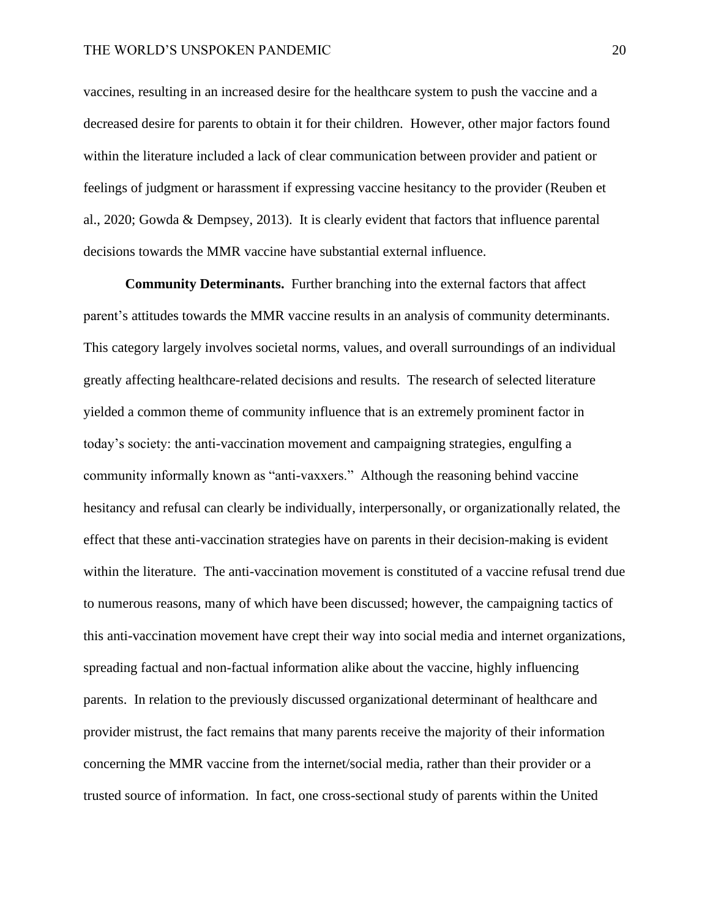vaccines, resulting in an increased desire for the healthcare system to push the vaccine and a decreased desire for parents to obtain it for their children. However, other major factors found within the literature included a lack of clear communication between provider and patient or feelings of judgment or harassment if expressing vaccine hesitancy to the provider (Reuben et al., 2020; Gowda & Dempsey, 2013). It is clearly evident that factors that influence parental decisions towards the MMR vaccine have substantial external influence.

**Community Determinants.** Further branching into the external factors that affect parent's attitudes towards the MMR vaccine results in an analysis of community determinants. This category largely involves societal norms, values, and overall surroundings of an individual greatly affecting healthcare-related decisions and results. The research of selected literature yielded a common theme of community influence that is an extremely prominent factor in today's society: the anti-vaccination movement and campaigning strategies, engulfing a community informally known as "anti-vaxxers." Although the reasoning behind vaccine hesitancy and refusal can clearly be individually, interpersonally, or organizationally related, the effect that these anti-vaccination strategies have on parents in their decision-making is evident within the literature. The anti-vaccination movement is constituted of a vaccine refusal trend due to numerous reasons, many of which have been discussed; however, the campaigning tactics of this anti-vaccination movement have crept their way into social media and internet organizations, spreading factual and non-factual information alike about the vaccine, highly influencing parents. In relation to the previously discussed organizational determinant of healthcare and provider mistrust, the fact remains that many parents receive the majority of their information concerning the MMR vaccine from the internet/social media, rather than their provider or a trusted source of information. In fact, one cross-sectional study of parents within the United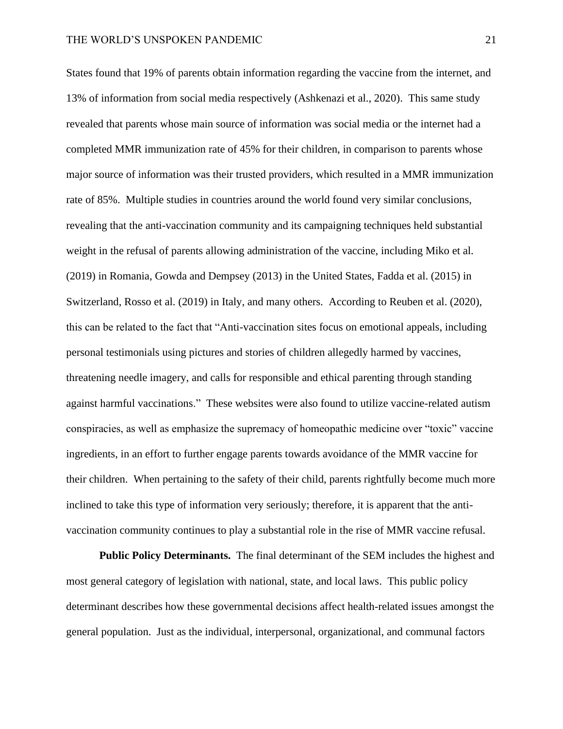States found that 19% of parents obtain information regarding the vaccine from the internet, and 13% of information from social media respectively (Ashkenazi et al., 2020). This same study revealed that parents whose main source of information was social media or the internet had a completed MMR immunization rate of 45% for their children, in comparison to parents whose major source of information was their trusted providers, which resulted in a MMR immunization rate of 85%. Multiple studies in countries around the world found very similar conclusions, revealing that the anti-vaccination community and its campaigning techniques held substantial weight in the refusal of parents allowing administration of the vaccine, including Miko et al. (2019) in Romania, Gowda and Dempsey (2013) in the United States, Fadda et al. (2015) in Switzerland, Rosso et al. (2019) in Italy, and many others. According to Reuben et al. (2020), this can be related to the fact that "Anti-vaccination sites focus on emotional appeals, including personal testimonials using pictures and stories of children allegedly harmed by vaccines, threatening needle imagery, and calls for responsible and ethical parenting through standing against harmful vaccinations." These websites were also found to utilize vaccine-related autism conspiracies, as well as emphasize the supremacy of homeopathic medicine over "toxic" vaccine ingredients, in an effort to further engage parents towards avoidance of the MMR vaccine for their children. When pertaining to the safety of their child, parents rightfully become much more inclined to take this type of information very seriously; therefore, it is apparent that the anti-vaccination community continues to play a substantial role in the rise of MMR vaccine refusal.

**Public Policy Determinants.** The final determinant of the SEM includes the highest and most general category of legislation with national, state, and local laws. This public policy determinant describes how these governmental decisions affect health-related issues amongst the general population. Just as the individual, interpersonal, organizational, and communal factors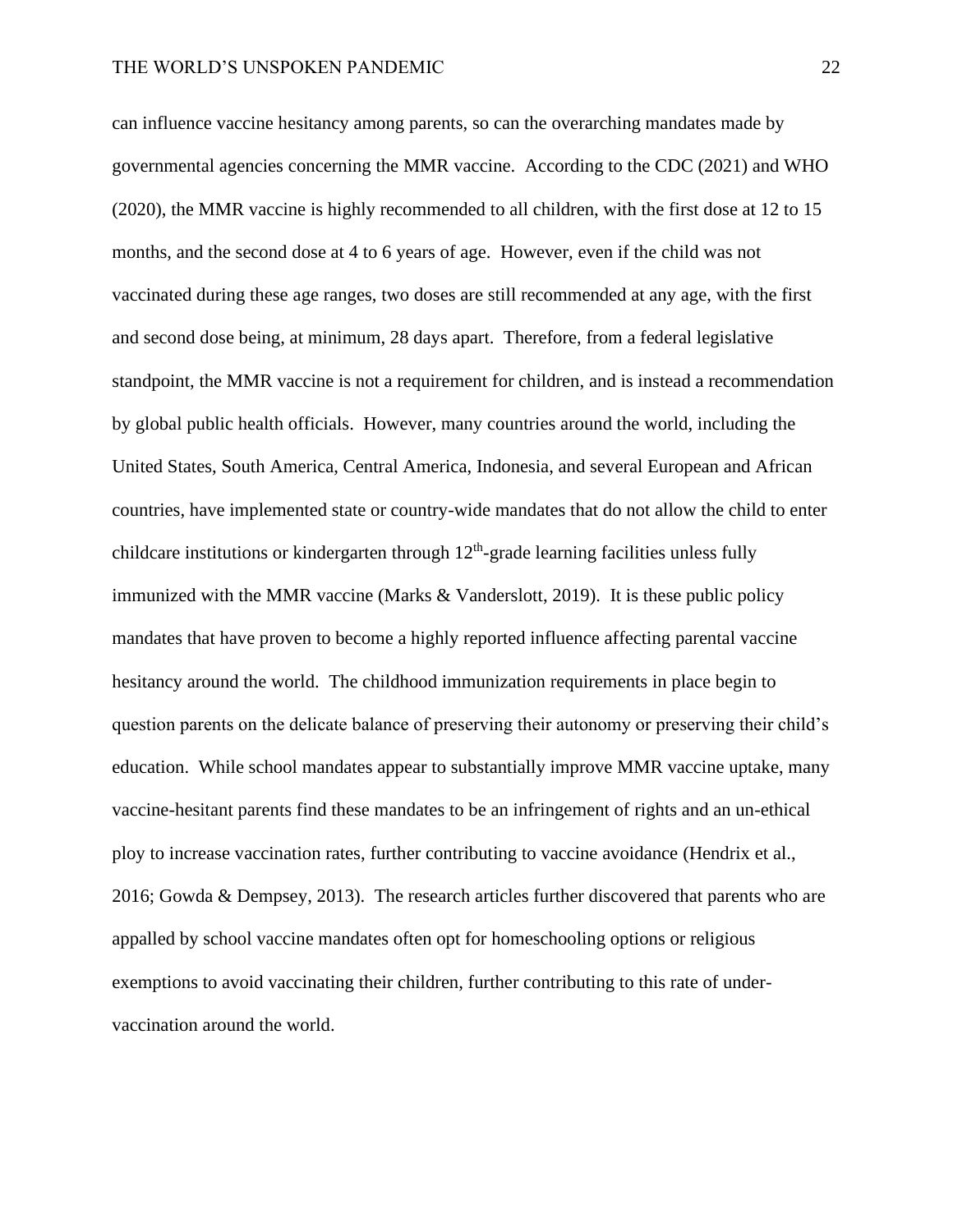can influence vaccine hesitancy among parents, so can the overarching mandates made by governmental agencies concerning the MMR vaccine. According to the CDC (2021) and WHO (2020), the MMR vaccine is highly recommended to all children, with the first dose at 12 to 15 months, and the second dose at 4 to 6 years of age. However, even if the child was not vaccinated during these age ranges, two doses are still recommended at any age, with the first and second dose being, at minimum, 28 days apart. Therefore, from a federal legislative standpoint, the MMR vaccine is not a requirement for children, and is instead a recommendation by global public health officials. However, many countries around the world, including the United States, South America, Central America, Indonesia, and several European and African countries, have implemented state or country-wide mandates that do not allow the child to enter childcare institutions or kindergarten through 12th-grade learning facilities unless fully immunized with the MMR vaccine (Marks & Vanderslott, 2019). It is these public policy mandates that have proven to become a highly reported influence affecting parental vaccine hesitancy around the world. The childhood immunization requirements in place begin to question parents on the delicate balance of preserving their autonomy or preserving their child's education. While school mandates appear to substantially improve MMR vaccine uptake, many vaccine-hesitant parents find these mandates to be an infringement of rights and an un-ethical ploy to increase vaccination rates, further contributing to vaccine avoidance (Hendrix et al., 2016; Gowda & Dempsey, 2013). The research articles further discovered that parents who are appalled by school vaccine mandates often opt for homeschooling options or religious exemptions to avoid vaccinating their children, further contributing to this rate of under-vaccination around the world.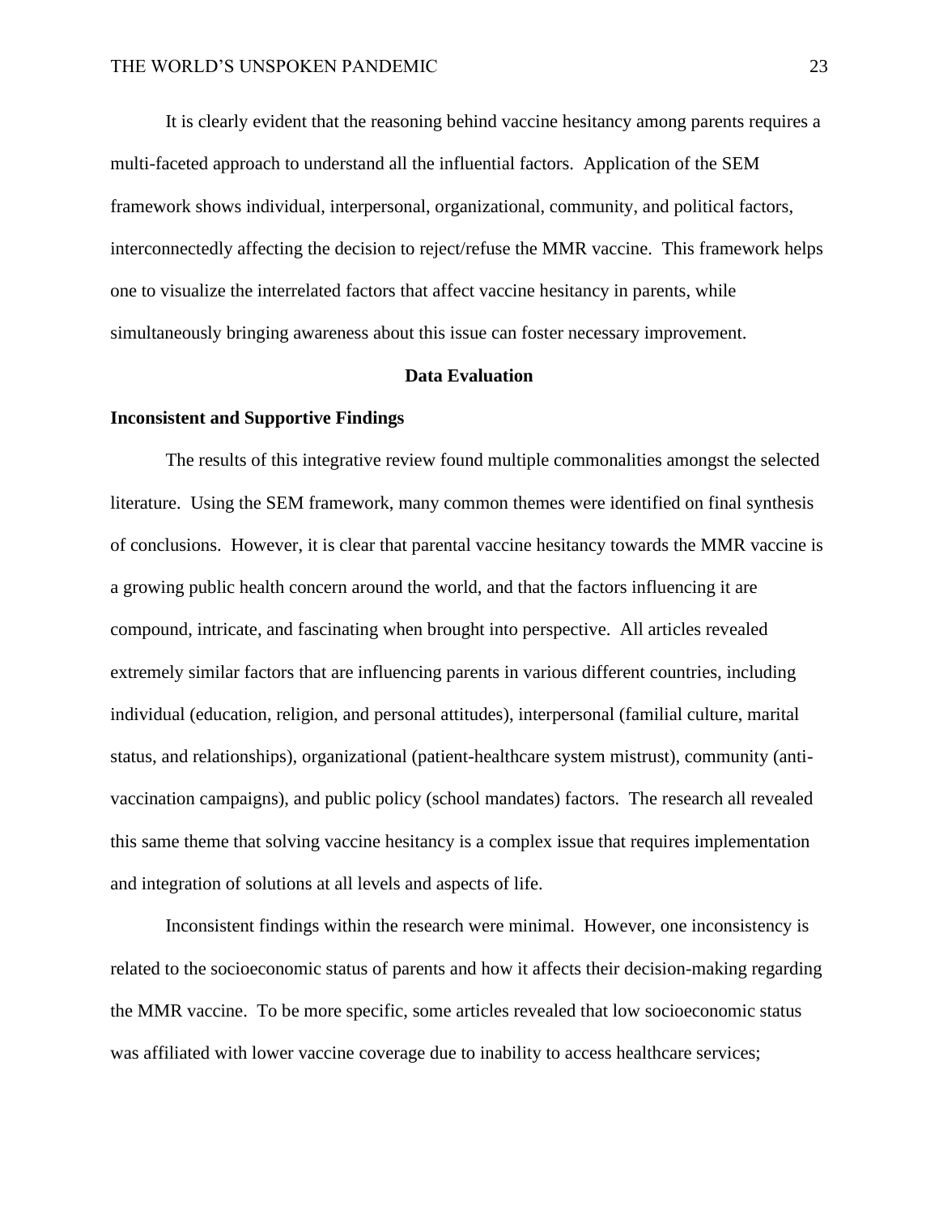It is clearly evident that the reasoning behind vaccine hesitancy among parents requires a multi-faceted approach to understand all the influential factors. Application of the SEM framework shows individual, interpersonal, organizational, community, and political factors, interconnectedly affecting the decision to reject/refuse the MMR vaccine. This framework helps one to visualize the interrelated factors that affect vaccine hesitancy in parents, while simultaneously bringing awareness about this issue can foster necessary improvement.

## Data Evaluation

### Inconsistent and Supportive Findings

The results of this integrative review found multiple commonalities amongst the selected literature. Using the SEM framework, many common themes were identified on final synthesis of conclusions. However, it is clear that parental vaccine hesitancy towards the MMR vaccine is a growing public health concern around the world, and that the factors influencing it are compound, intricate, and fascinating when brought into perspective. All articles revealed extremely similar factors that are influencing parents in various different countries, including individual (education, religion, and personal attitudes), interpersonal (familial culture, marital status, and relationships), organizational (patient-healthcare system mistrust), community (anti-vaccination campaigns), and public policy (school mandates) factors. The research all revealed this same theme that solving vaccine hesitancy is a complex issue that requires implementation and integration of solutions at all levels and aspects of life.

Inconsistent findings within the research were minimal. However, one inconsistency is related to the socioeconomic status of parents and how it affects their decision-making regarding the MMR vaccine. To be more specific, some articles revealed that low socioeconomic status was affiliated with lower vaccine coverage due to inability to access healthcare services;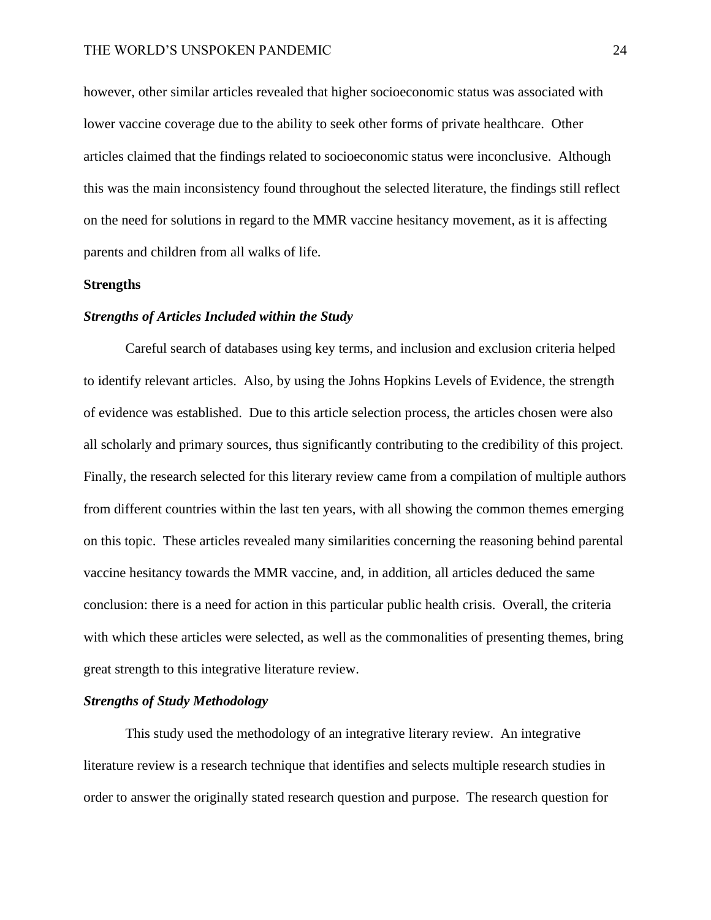however, other similar articles revealed that higher socioeconomic status was associated with lower vaccine coverage due to the ability to seek other forms of private healthcare. Other articles claimed that the findings related to socioeconomic status were inconclusive. Although this was the main inconsistency found throughout the selected literature, the findings still reflect on the need for solutions in regard to the MMR vaccine hesitancy movement, as it is affecting parents and children from all walks of life.

## Strengths

### ***Strengths of Articles Included within the Study***

Careful search of databases using key terms, and inclusion and exclusion criteria helped to identify relevant articles. Also, by using the Johns Hopkins Levels of Evidence, the strength of evidence was established. Due to this article selection process, the articles chosen were also all scholarly and primary sources, thus significantly contributing to the credibility of this project. Finally, the research selected for this literary review came from a compilation of multiple authors from different countries within the last ten years, with all showing the common themes emerging on this topic. These articles revealed many similarities concerning the reasoning behind parental vaccine hesitancy towards the MMR vaccine, and, in addition, all articles deduced the same conclusion: there is a need for action in this particular public health crisis. Overall, the criteria with which these articles were selected, as well as the commonalities of presenting themes, bring great strength to this integrative literature review.

### ***Strengths of Study Methodology***

This study used the methodology of an integrative literary review. An integrative literature review is a research technique that identifies and selects multiple research studies in order to answer the originally stated research question and purpose. The research question for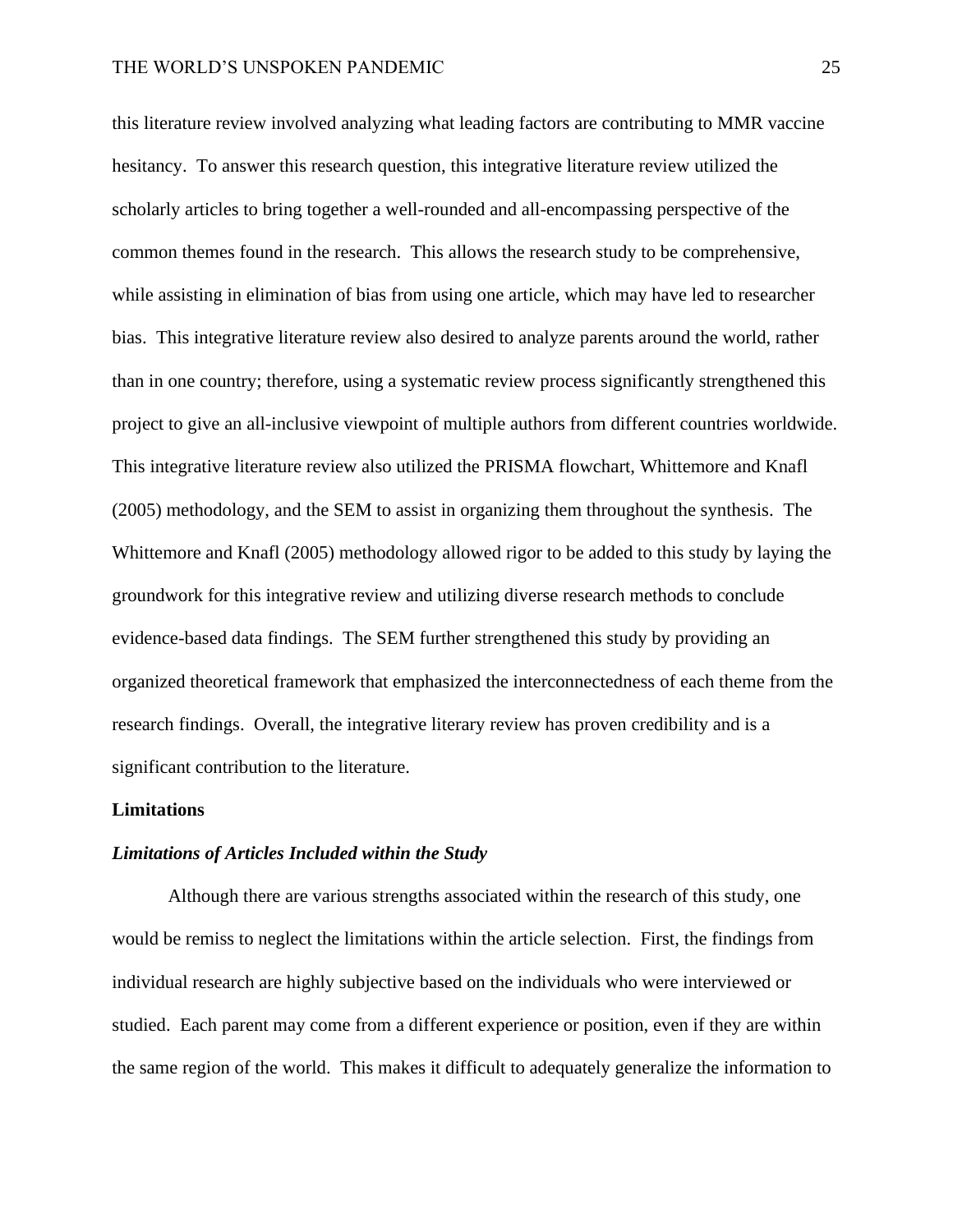this literature review involved analyzing what leading factors are contributing to MMR vaccine hesitancy. To answer this research question, this integrative literature review utilized the scholarly articles to bring together a well-rounded and all-encompassing perspective of the common themes found in the research. This allows the research study to be comprehensive, while assisting in elimination of bias from using one article, which may have led to researcher bias. This integrative literature review also desired to analyze parents around the world, rather than in one country; therefore, using a systematic review process significantly strengthened this project to give an all-inclusive viewpoint of multiple authors from different countries worldwide. This integrative literature review also utilized the PRISMA flowchart, Whittemore and Knafl (2005) methodology, and the SEM to assist in organizing them throughout the synthesis. The Whittemore and Knafl (2005) methodology allowed rigor to be added to this study by laying the groundwork for this integrative review and utilizing diverse research methods to conclude evidence-based data findings. The SEM further strengthened this study by providing an organized theoretical framework that emphasized the interconnectedness of each theme from the research findings. Overall, the integrative literary review has proven credibility and is a significant contribution to the literature.

## Limitations

### *Limitations of Articles Included within the Study*

Although there are various strengths associated within the research of this study, one would be remiss to neglect the limitations within the article selection. First, the findings from individual research are highly subjective based on the individuals who were interviewed or studied. Each parent may come from a different experience or position, even if they are within the same region of the world. This makes it difficult to adequately generalize the information to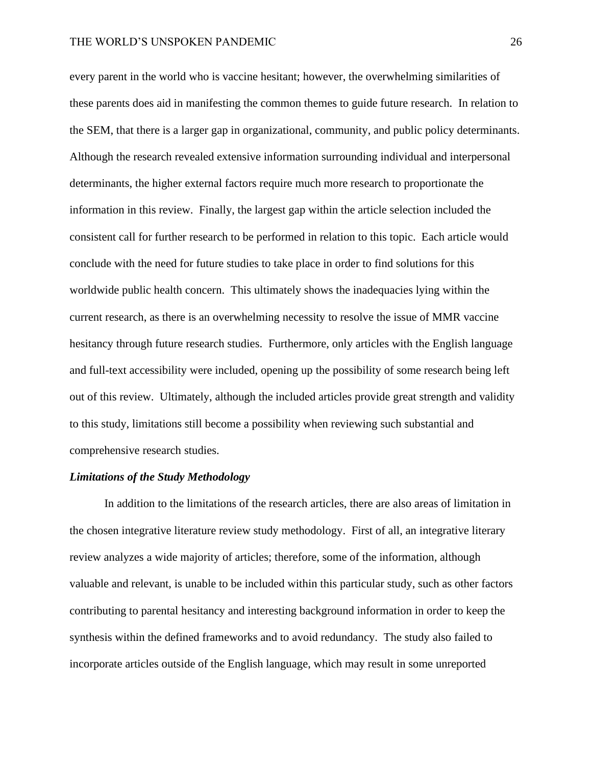every parent in the world who is vaccine hesitant; however, the overwhelming similarities of these parents does aid in manifesting the common themes to guide future research. In relation to the SEM, that there is a larger gap in organizational, community, and public policy determinants. Although the research revealed extensive information surrounding individual and interpersonal determinants, the higher external factors require much more research to proportionate the information in this review. Finally, the largest gap within the article selection included the consistent call for further research to be performed in relation to this topic. Each article would conclude with the need for future studies to take place in order to find solutions for this worldwide public health concern. This ultimately shows the inadequacies lying within the current research, as there is an overwhelming necessity to resolve the issue of MMR vaccine hesitancy through future research studies. Furthermore, only articles with the English language and full-text accessibility were included, opening up the possibility of some research being left out of this review. Ultimately, although the included articles provide great strength and validity to this study, limitations still become a possibility when reviewing such substantial and comprehensive research studies.

### *Limitations of the Study Methodology*

In addition to the limitations of the research articles, there are also areas of limitation in the chosen integrative literature review study methodology. First of all, an integrative literary review analyzes a wide majority of articles; therefore, some of the information, although valuable and relevant, is unable to be included within this particular study, such as other factors contributing to parental hesitancy and interesting background information in order to keep the synthesis within the defined frameworks and to avoid redundancy. The study also failed to incorporate articles outside of the English language, which may result in some unreported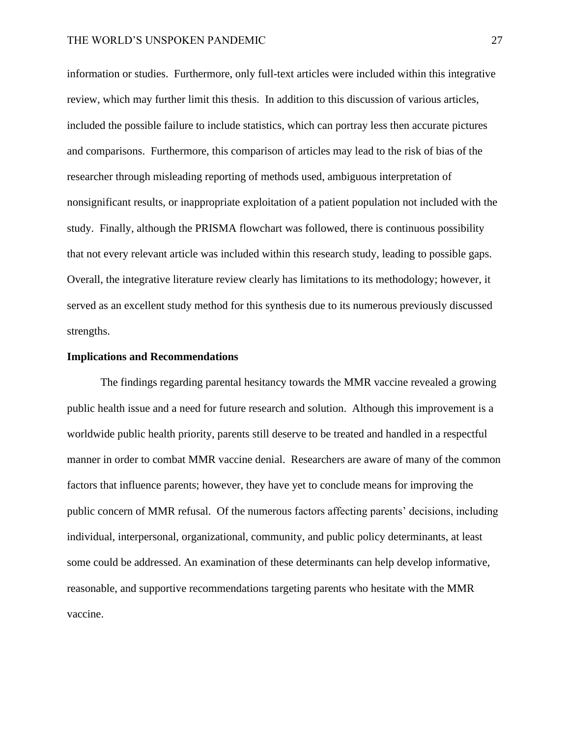information or studies. Furthermore, only full-text articles were included within this integrative review, which may further limit this thesis. In addition to this discussion of various articles, included the possible failure to include statistics, which can portray less then accurate pictures and comparisons. Furthermore, this comparison of articles may lead to the risk of bias of the researcher through misleading reporting of methods used, ambiguous interpretation of nonsignificant results, or inappropriate exploitation of a patient population not included with the study. Finally, although the PRISMA flowchart was followed, there is continuous possibility that not every relevant article was included within this research study, leading to possible gaps. Overall, the integrative literature review clearly has limitations to its methodology; however, it served as an excellent study method for this synthesis due to its numerous previously discussed strengths.

**Implications and Recommendations**

The findings regarding parental hesitancy towards the MMR vaccine revealed a growing public health issue and a need for future research and solution. Although this improvement is a worldwide public health priority, parents still deserve to be treated and handled in a respectful manner in order to combat MMR vaccine denial. Researchers are aware of many of the common factors that influence parents; however, they have yet to conclude means for improving the public concern of MMR refusal. Of the numerous factors affecting parents' decisions, including individual, interpersonal, organizational, community, and public policy determinants, at least some could be addressed. An examination of these determinants can help develop informative, reasonable, and supportive recommendations targeting parents who hesitate with the MMR vaccine.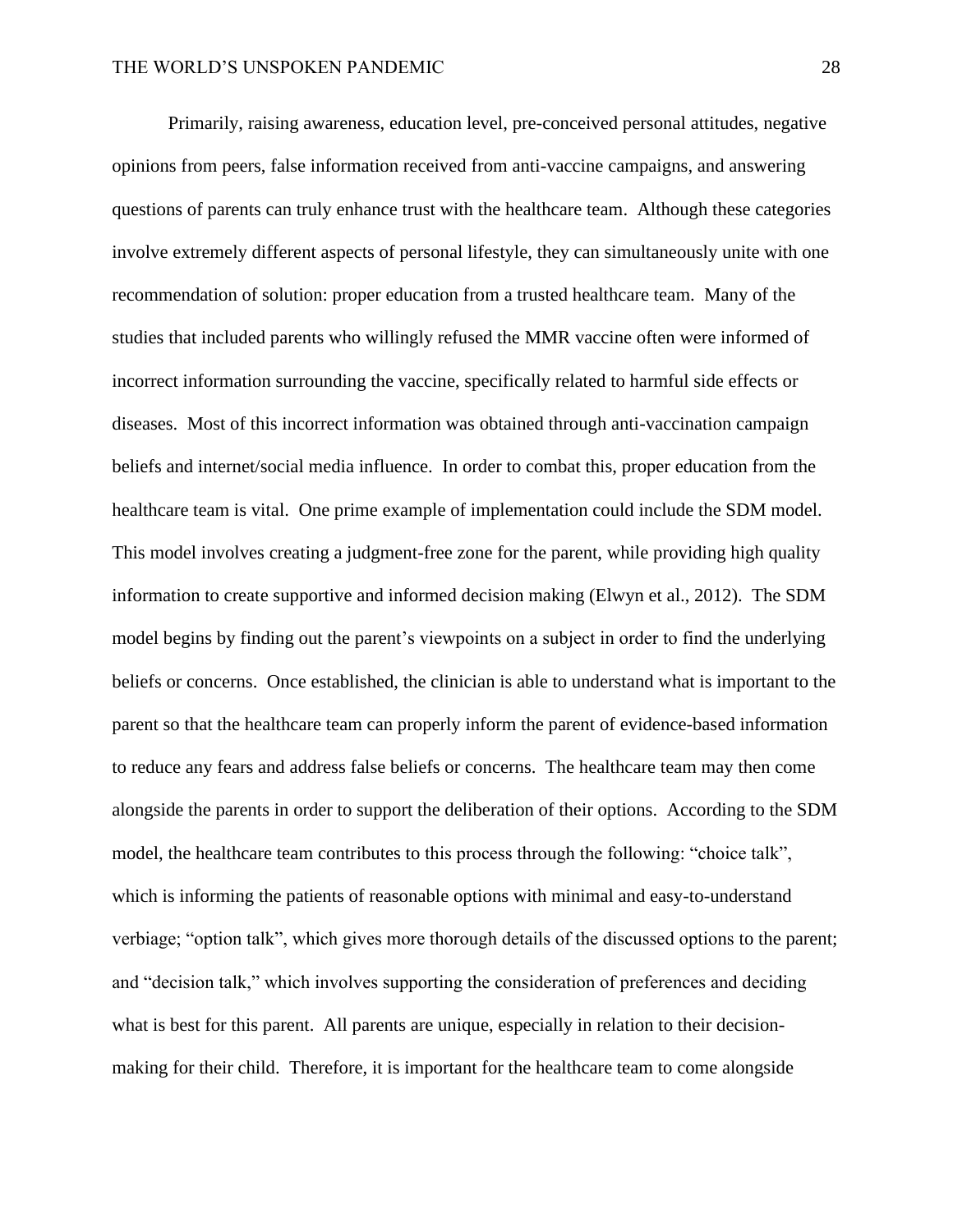Primarily, raising awareness, education level, pre-conceived personal attitudes, negative opinions from peers, false information received from anti-vaccine campaigns, and answering questions of parents can truly enhance trust with the healthcare team. Although these categories involve extremely different aspects of personal lifestyle, they can simultaneously unite with one recommendation of solution: proper education from a trusted healthcare team. Many of the studies that included parents who willingly refused the MMR vaccine often were informed of incorrect information surrounding the vaccine, specifically related to harmful side effects or diseases. Most of this incorrect information was obtained through anti-vaccination campaign beliefs and internet/social media influence. In order to combat this, proper education from the healthcare team is vital. One prime example of implementation could include the SDM model. This model involves creating a judgment-free zone for the parent, while providing high quality information to create supportive and informed decision making (Elwyn et al., 2012). The SDM model begins by finding out the parent's viewpoints on a subject in order to find the underlying beliefs or concerns. Once established, the clinician is able to understand what is important to the parent so that the healthcare team can properly inform the parent of evidence-based information to reduce any fears and address false beliefs or concerns. The healthcare team may then come alongside the parents in order to support the deliberation of their options. According to the SDM model, the healthcare team contributes to this process through the following: "choice talk", which is informing the patients of reasonable options with minimal and easy-to-understand verbiage; "option talk", which gives more thorough details of the discussed options to the parent; and "decision talk," which involves supporting the consideration of preferences and deciding what is best for this parent. All parents are unique, especially in relation to their decision-making for their child. Therefore, it is important for the healthcare team to come alongside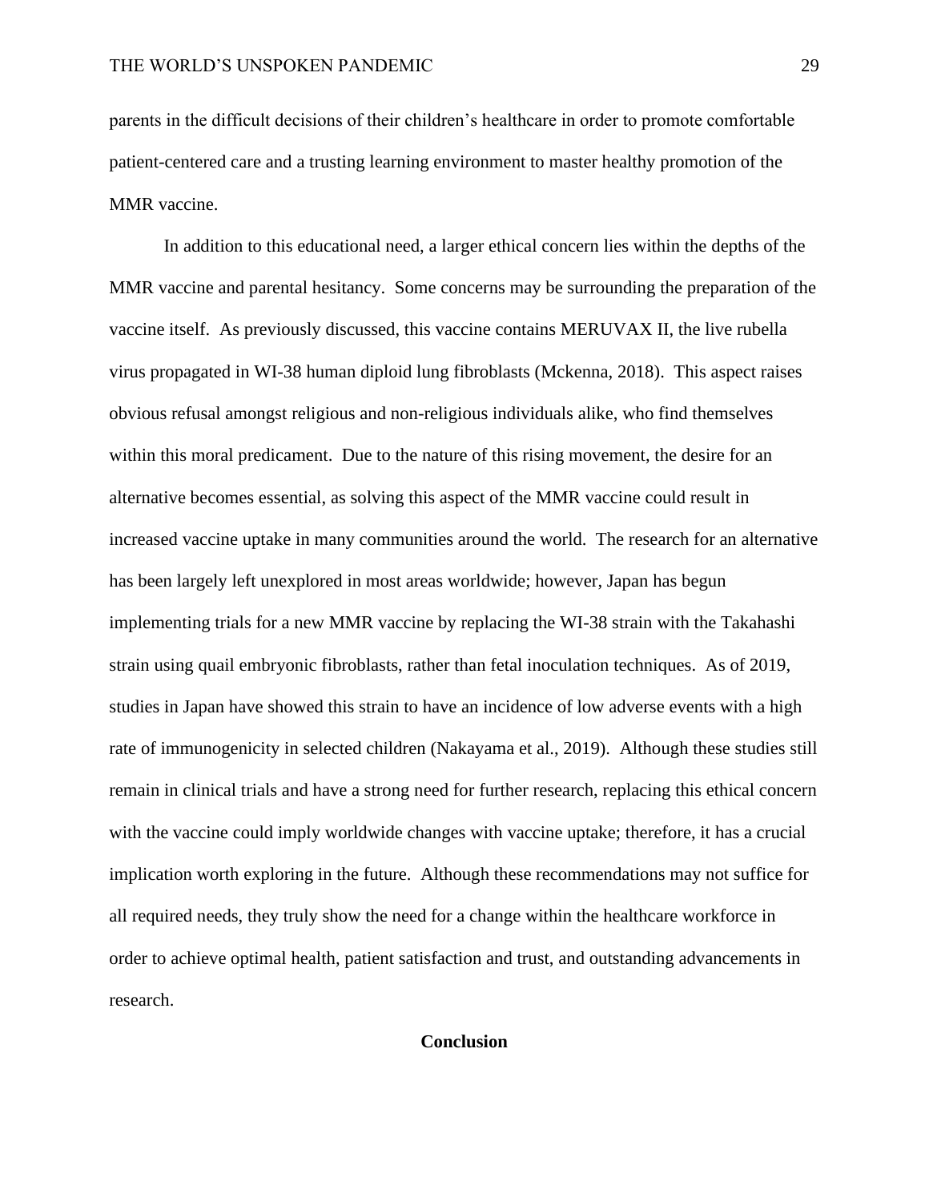parents in the difficult decisions of their children's healthcare in order to promote comfortable patient-centered care and a trusting learning environment to master healthy promotion of the MMR vaccine.

In addition to this educational need, a larger ethical concern lies within the depths of the MMR vaccine and parental hesitancy. Some concerns may be surrounding the preparation of the vaccine itself. As previously discussed, this vaccine contains MERUVAX II, the live rubella virus propagated in WI-38 human diploid lung fibroblasts (Mckenna, 2018). This aspect raises obvious refusal amongst religious and non-religious individuals alike, who find themselves within this moral predicament. Due to the nature of this rising movement, the desire for an alternative becomes essential, as solving this aspect of the MMR vaccine could result in increased vaccine uptake in many communities around the world. The research for an alternative has been largely left unexplored in most areas worldwide; however, Japan has begun implementing trials for a new MMR vaccine by replacing the WI-38 strain with the Takahashi strain using quail embryonic fibroblasts, rather than fetal inoculation techniques. As of 2019, studies in Japan have showed this strain to have an incidence of low adverse events with a high rate of immunogenicity in selected children (Nakayama et al., 2019). Although these studies still remain in clinical trials and have a strong need for further research, replacing this ethical concern with the vaccine could imply worldwide changes with vaccine uptake; therefore, it has a crucial implication worth exploring in the future. Although these recommendations may not suffice for all required needs, they truly show the need for a change within the healthcare workforce in order to achieve optimal health, patient satisfaction and trust, and outstanding advancements in research.

## Conclusion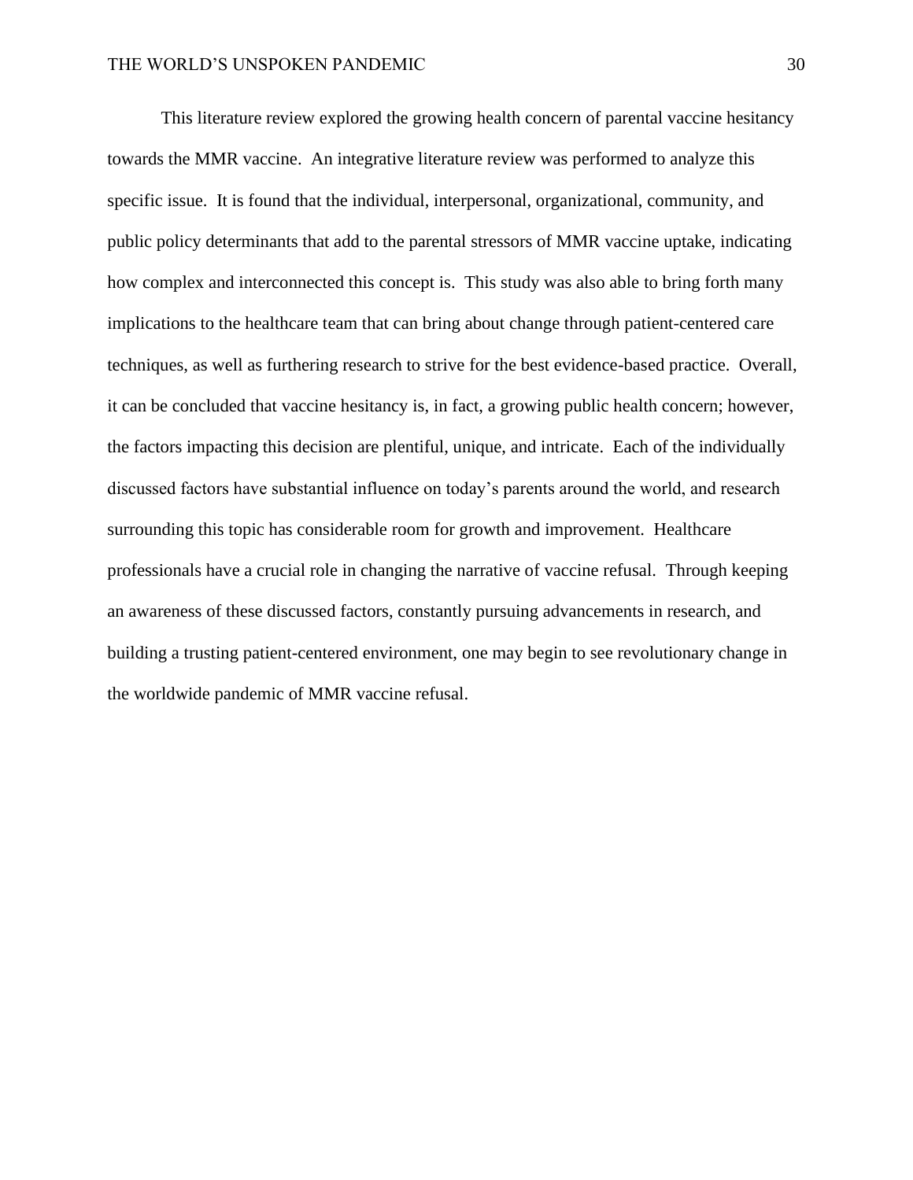This literature review explored the growing health concern of parental vaccine hesitancy towards the MMR vaccine. An integrative literature review was performed to analyze this specific issue. It is found that the individual, interpersonal, organizational, community, and public policy determinants that add to the parental stressors of MMR vaccine uptake, indicating how complex and interconnected this concept is. This study was also able to bring forth many implications to the healthcare team that can bring about change through patient-centered care techniques, as well as furthering research to strive for the best evidence-based practice. Overall, it can be concluded that vaccine hesitancy is, in fact, a growing public health concern; however, the factors impacting this decision are plentiful, unique, and intricate. Each of the individually discussed factors have substantial influence on today's parents around the world, and research surrounding this topic has considerable room for growth and improvement. Healthcare professionals have a crucial role in changing the narrative of vaccine refusal. Through keeping an awareness of these discussed factors, constantly pursuing advancements in research, and building a trusting patient-centered environment, one may begin to see revolutionary change in the worldwide pandemic of MMR vaccine refusal.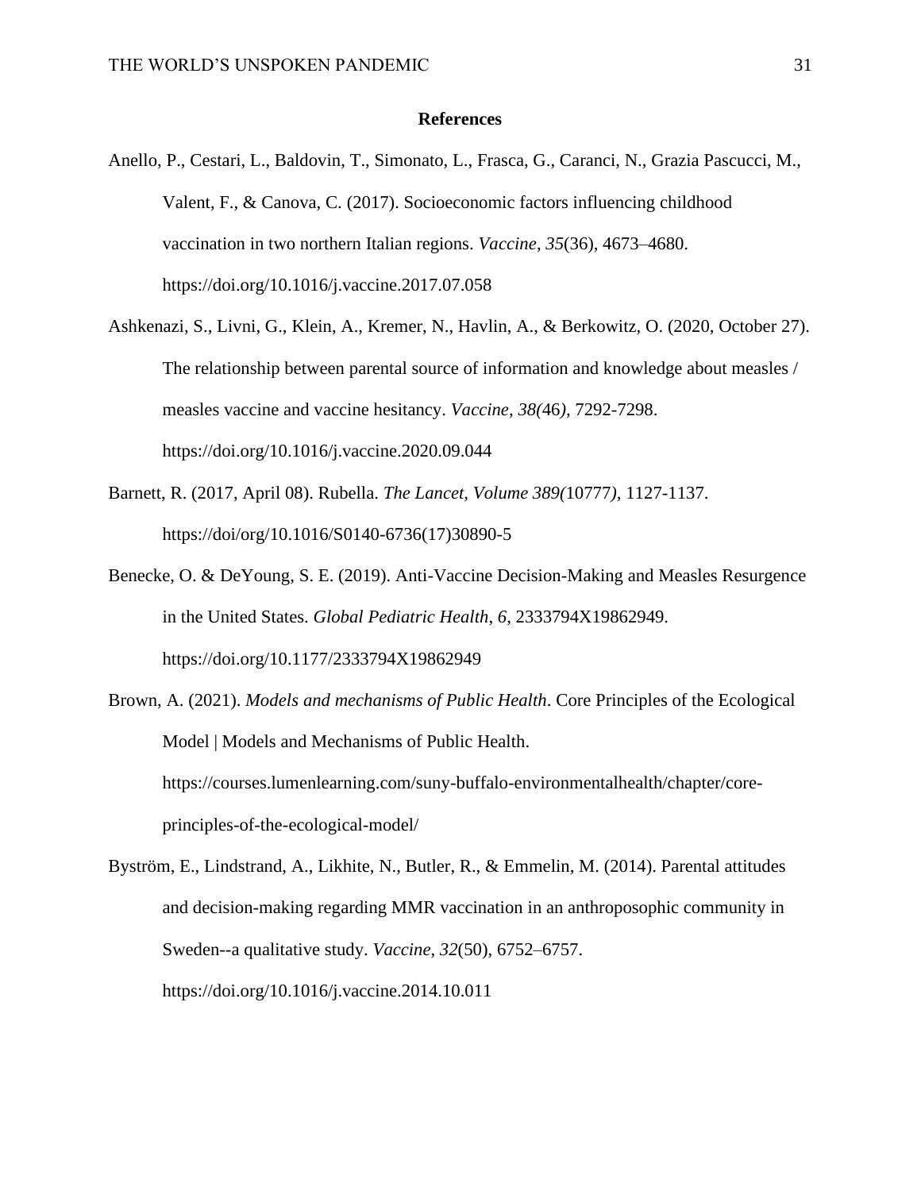# References

Anello, P., Cestari, L., Baldovin, T., Simonato, L., Frasca, G., Caranci, N., Grazia Pascucci, M., Valent, F., & Canova, C. (2017). Socioeconomic factors influencing childhood vaccination in two northern Italian regions. *Vaccine*, *35*(36), 4673–4680. https://doi.org/10.1016/j.vaccine.2017.07.058

Ashkenazi, S., Livni, G., Klein, A., Kremer, N., Havlin, A., & Berkowitz, O. (2020, October 27). The relationship between parental source of information and knowledge about measles / measles vaccine and vaccine hesitancy. *Vaccine, 38(*46*),* 7292-7298. https://doi.org/10.1016/j.vaccine.2020.09.044

Barnett, R. (2017, April 08). Rubella. *The Lancet*, *Volume 389(*10777*),* 1127-1137. https://doi/org/10.1016/S0140-6736(17)30890-5

Benecke, O. & DeYoung, S. E. (2019). Anti-Vaccine Decision-Making and Measles Resurgence in the United States. *Global Pediatric Health*, *6*, 2333794X19862949. https://doi.org/10.1177/2333794X19862949

Brown, A. (2021). *Models and mechanisms of Public Health*. Core Principles of the Ecological Model | Models and Mechanisms of Public Health. https://courses.lumenlearning.com/suny-buffalo-environmentalhealth/chapter/core-principles-of-the-ecological-model/

Byström, E., Lindstrand, A., Likhite, N., Butler, R., & Emmelin, M. (2014). Parental attitudes and decision-making regarding MMR vaccination in an anthroposophic community in Sweden--a qualitative study. *Vaccine*, *32*(50), 6752–6757. https://doi.org/10.1016/j.vaccine.2014.10.011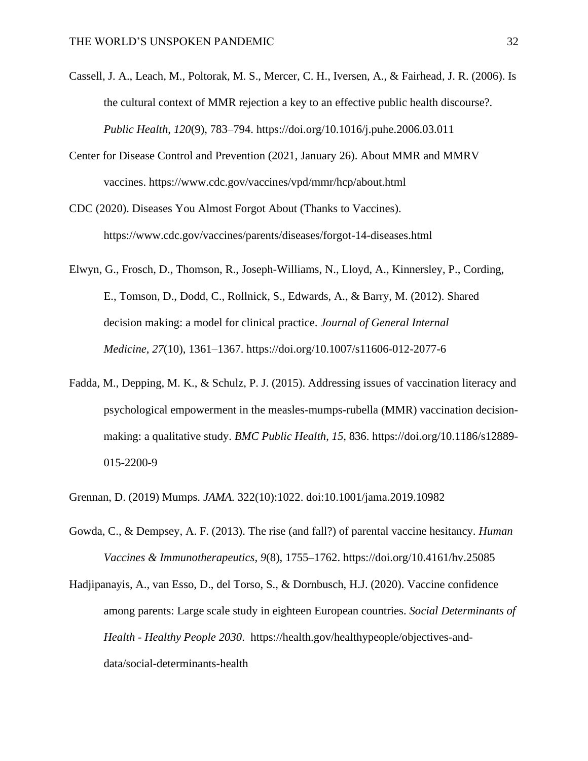Cassell, J. A., Leach, M., Poltorak, M. S., Mercer, C. H., Iversen, A., & Fairhead, J. R. (2006). Is the cultural context of MMR rejection a key to an effective public health discourse?. *Public Health*, *120*(9), 783–794. https://doi.org/10.1016/j.puhe.2006.03.011

Center for Disease Control and Prevention (2021, January 26). About MMR and MMRV vaccines. https://www.cdc.gov/vaccines/vpd/mmr/hcp/about.html

CDC (2020). Diseases You Almost Forgot About (Thanks to Vaccines). https://www.cdc.gov/vaccines/parents/diseases/forgot-14-diseases.html

Elwyn, G., Frosch, D., Thomson, R., Joseph-Williams, N., Lloyd, A., Kinnersley, P., Cording, E., Tomson, D., Dodd, C., Rollnick, S., Edwards, A., & Barry, M. (2012). Shared decision making: a model for clinical practice. *Journal of General Internal Medicine*, *27*(10), 1361–1367. https://doi.org/10.1007/s11606-012-2077-6

Fadda, M., Depping, M. K., & Schulz, P. J. (2015). Addressing issues of vaccination literacy and psychological empowerment in the measles-mumps-rubella (MMR) vaccination decision-making: a qualitative study. *BMC Public Health*, *15*, 836. https://doi.org/10.1186/s12889-015-2200-9

Grennan, D. (2019) Mumps. *JAMA.* 322(10):1022. doi:10.1001/jama.2019.10982

Gowda, C., & Dempsey, A. F. (2013). The rise (and fall?) of parental vaccine hesitancy. *Human Vaccines & Immunotherapeutics*, *9*(8), 1755–1762. https://doi.org/10.4161/hv.25085

Hadjipanayis, A., van Esso, D., del Torso, S., & Dornbusch, H.J. (2020). Vaccine confidence among parents: Large scale study in eighteen European countries. *Social Determinants of Health - Healthy People 2030*. https://health.gov/healthypeople/objectives-and-data/social-determinants-health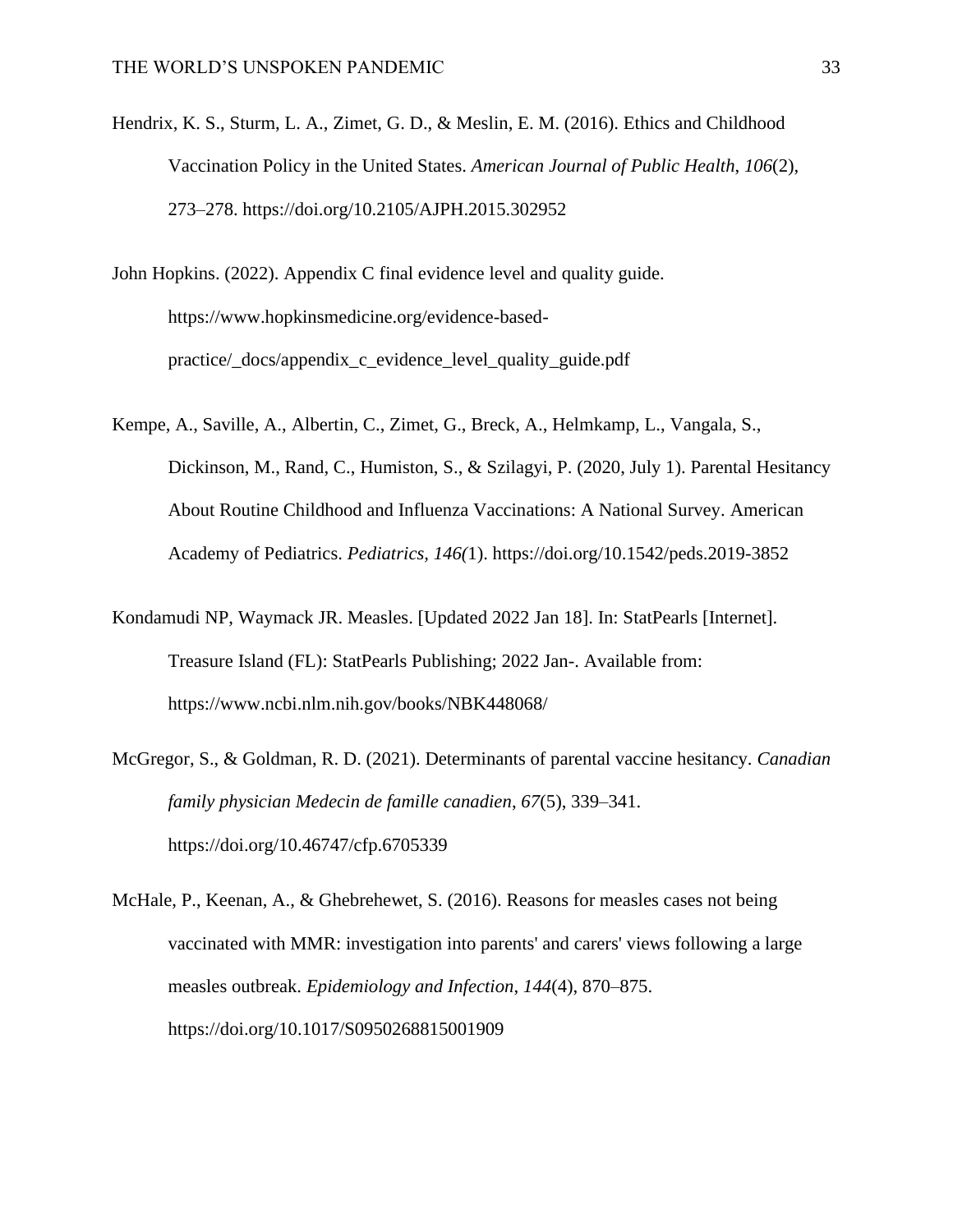Hendrix, K. S., Sturm, L. A., Zimet, G. D., & Meslin, E. M. (2016). Ethics and Childhood Vaccination Policy in the United States. *American Journal of Public Health*, *106*(2), 273–278. https://doi.org/10.2105/AJPH.2015.302952

John Hopkins. (2022). Appendix C final evidence level and quality guide. https://www.hopkinsmedicine.org/evidence-based-practice/_docs/appendix_c_evidence_level_quality_guide.pdf

Kempe, A., Saville, A., Albertin, C., Zimet, G., Breck, A., Helmkamp, L., Vangala, S., Dickinson, M., Rand, C., Humiston, S., & Szilagyi, P. (2020, July 1). Parental Hesitancy About Routine Childhood and Influenza Vaccinations: A National Survey. American Academy of Pediatrics. *Pediatrics, 146(*1). https://doi.org/10.1542/peds.2019-3852

Kondamudi NP, Waymack JR. Measles. [Updated 2022 Jan 18]. In: StatPearls [Internet]. Treasure Island (FL): StatPearls Publishing; 2022 Jan-. Available from: https://www.ncbi.nlm.nih.gov/books/NBK448068/

McGregor, S., & Goldman, R. D. (2021). Determinants of parental vaccine hesitancy. *Canadian family physician Medecin de famille canadien*, *67*(5), 339–341. https://doi.org/10.46747/cfp.6705339

McHale, P., Keenan, A., & Ghebrehewet, S. (2016). Reasons for measles cases not being vaccinated with MMR: investigation into parents' and carers' views following a large measles outbreak. *Epidemiology and Infection*, *144*(4), 870–875. https://doi.org/10.1017/S0950268815001909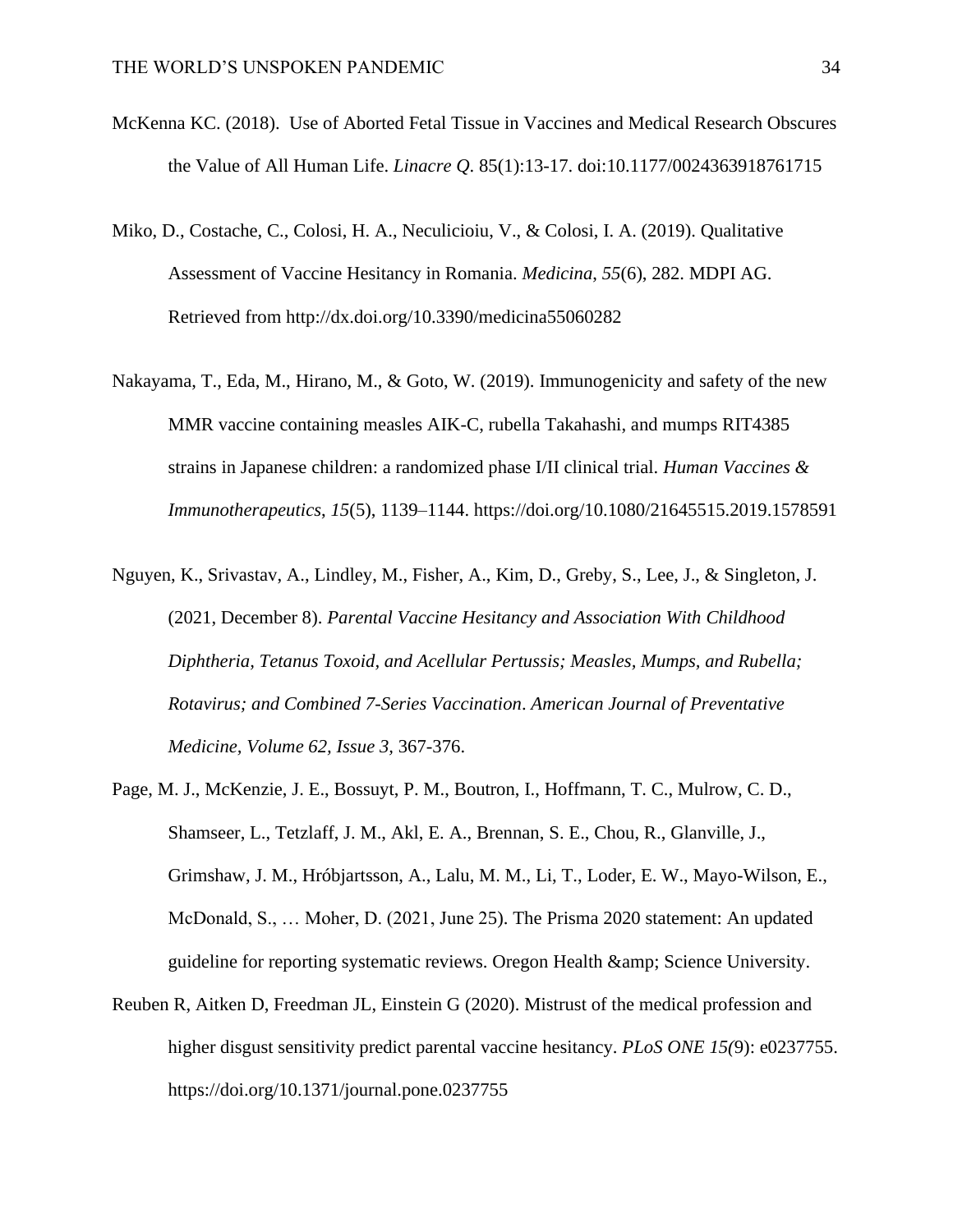McKenna KC. (2018). Use of Aborted Fetal Tissue in Vaccines and Medical Research Obscures the Value of All Human Life. *Linacre Q*. 85(1):13-17. doi:10.1177/0024363918761715

Miko, D., Costache, C., Colosi, H. A., Neculicioiu, V., & Colosi, I. A. (2019). Qualitative Assessment of Vaccine Hesitancy in Romania. *Medicina*, *55*(6), 282. MDPI AG. Retrieved from http://dx.doi.org/10.3390/medicina55060282

Nakayama, T., Eda, M., Hirano, M., & Goto, W. (2019). Immunogenicity and safety of the new MMR vaccine containing measles AIK-C, rubella Takahashi, and mumps RIT4385 strains in Japanese children: a randomized phase I/II clinical trial. *Human Vaccines & Immunotherapeutics*, *15*(5), 1139–1144. https://doi.org/10.1080/21645515.2019.1578591

Nguyen, K., Srivastav, A., Lindley, M., Fisher, A., Kim, D., Greby, S., Lee, J., & Singleton, J. (2021, December 8). *Parental Vaccine Hesitancy and Association With Childhood Diphtheria, Tetanus Toxoid, and Acellular Pertussis; Measles, Mumps, and Rubella; Rotavirus; and Combined 7-Series Vaccination*. *American Journal of Preventative Medicine, Volume 62, Issue 3,* 367-376.

Page, M. J., McKenzie, J. E., Bossuyt, P. M., Boutron, I., Hoffmann, T. C., Mulrow, C. D., Shamseer, L., Tetzlaff, J. M., Akl, E. A., Brennan, S. E., Chou, R., Glanville, J., Grimshaw, J. M., Hróbjartsson, A., Lalu, M. M., Li, T., Loder, E. W., Mayo-Wilson, E., McDonald, S., … Moher, D. (2021, June 25). The Prisma 2020 statement: An updated guideline for reporting systematic reviews. Oregon Health &amp; Science University.

Reuben R, Aitken D, Freedman JL, Einstein G (2020). Mistrust of the medical profession and higher disgust sensitivity predict parental vaccine hesitancy. *PLoS ONE 15(*9): e0237755. https://doi.org/10.1371/journal.pone.0237755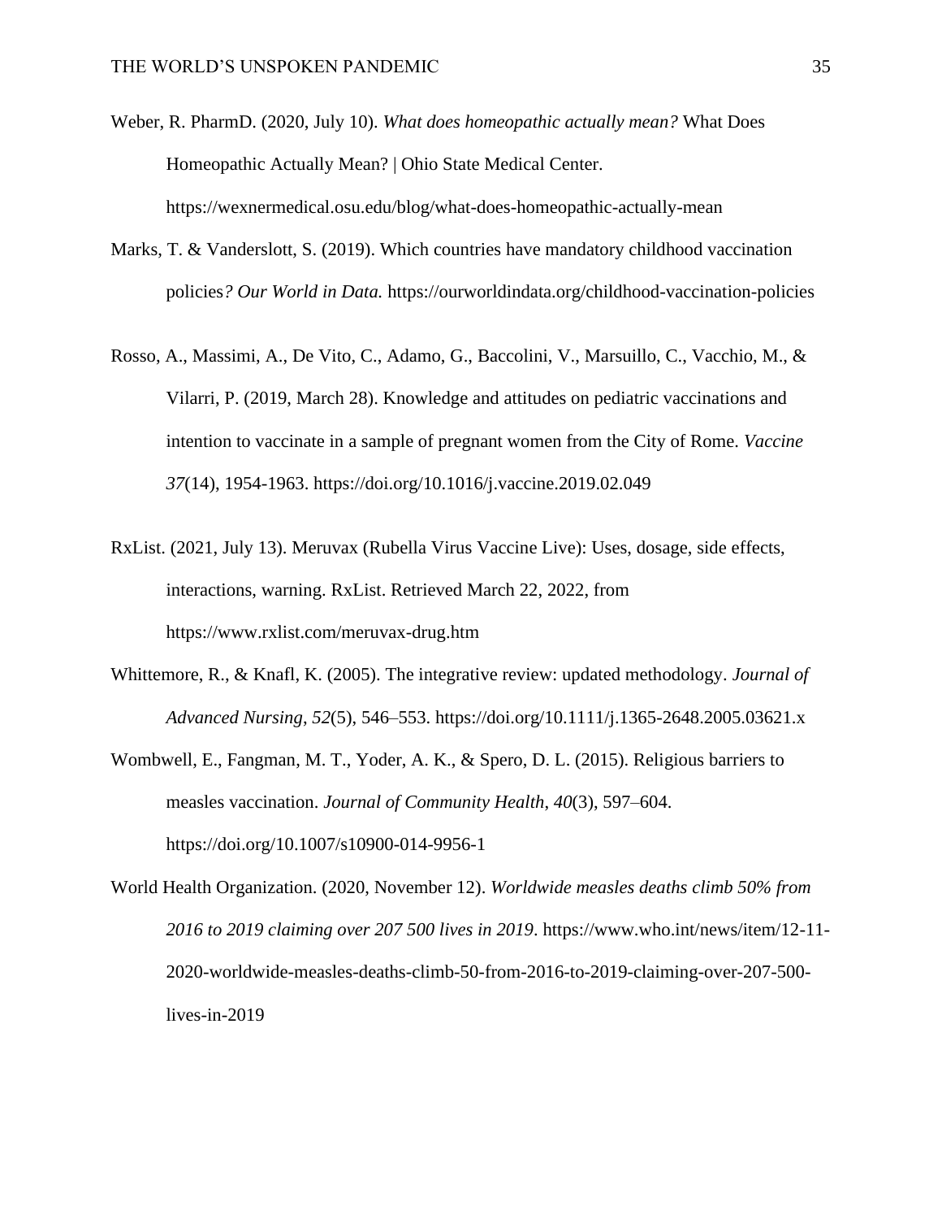Weber, R. PharmD. (2020, July 10). *What does homeopathic actually mean?* What Does Homeopathic Actually Mean? | Ohio State Medical Center. https://wexnermedical.osu.edu/blog/what-does-homeopathic-actually-mean

Marks, T. & Vanderslott, S. (2019). Which countries have mandatory childhood vaccination policies*? Our World in Data.* https://ourworldindata.org/childhood-vaccination-policies

Rosso, A., Massimi, A., De Vito, C., Adamo, G., Baccolini, V., Marsuillo, C., Vacchio, M., & Vilarri, P. (2019, March 28). Knowledge and attitudes on pediatric vaccinations and intention to vaccinate in a sample of pregnant women from the City of Rome. *Vaccine 37*(14), 1954-1963. https://doi.org/10.1016/j.vaccine.2019.02.049

RxList. (2021, July 13). Meruvax (Rubella Virus Vaccine Live): Uses, dosage, side effects, interactions, warning. RxList. Retrieved March 22, 2022, from https://www.rxlist.com/meruvax-drug.htm

Whittemore, R., & Knafl, K. (2005). The integrative review: updated methodology. *Journal of Advanced Nursing*, *52*(5), 546–553. https://doi.org/10.1111/j.1365-2648.2005.03621.x

Wombwell, E., Fangman, M. T., Yoder, A. K., & Spero, D. L. (2015). Religious barriers to measles vaccination. *Journal of Community Health*, *40*(3), 597–604. https://doi.org/10.1007/s10900-014-9956-1

World Health Organization. (2020, November 12). *Worldwide measles deaths climb 50% from 2016 to 2019 claiming over 207 500 lives in 2019*. https://www.who.int/news/item/12-11-2020-worldwide-measles-deaths-climb-50-from-2016-to-2019-claiming-over-207-500-lives-in-2019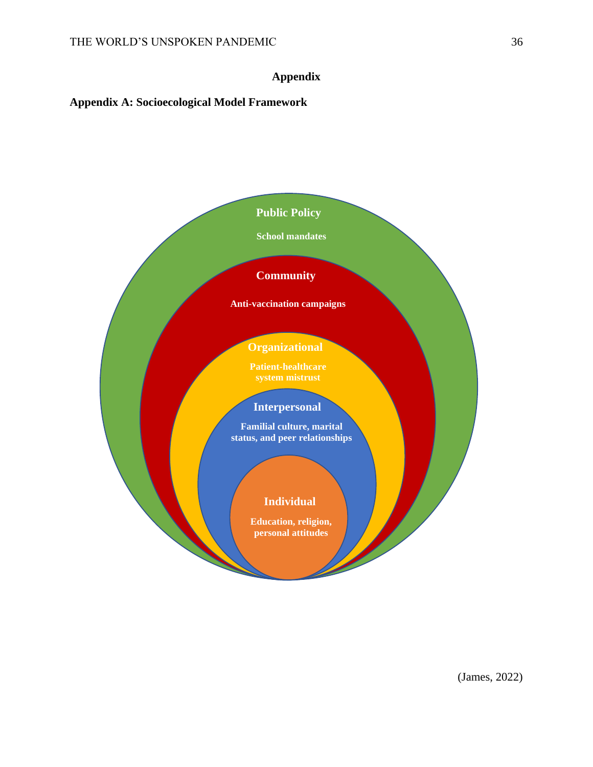# Appendix

## Appendix A: Socioecological Model Framework

**Public Policy**

**School mandates**

**Community**

**Anti-vaccination campaigns**

**Organizational**

**Patient-healthcare system mistrust**

**Interpersonal**

**Familial culture, marital status, and peer relationships**

**Individual**

**Education, religion, personal attitudes**

(James, 2022)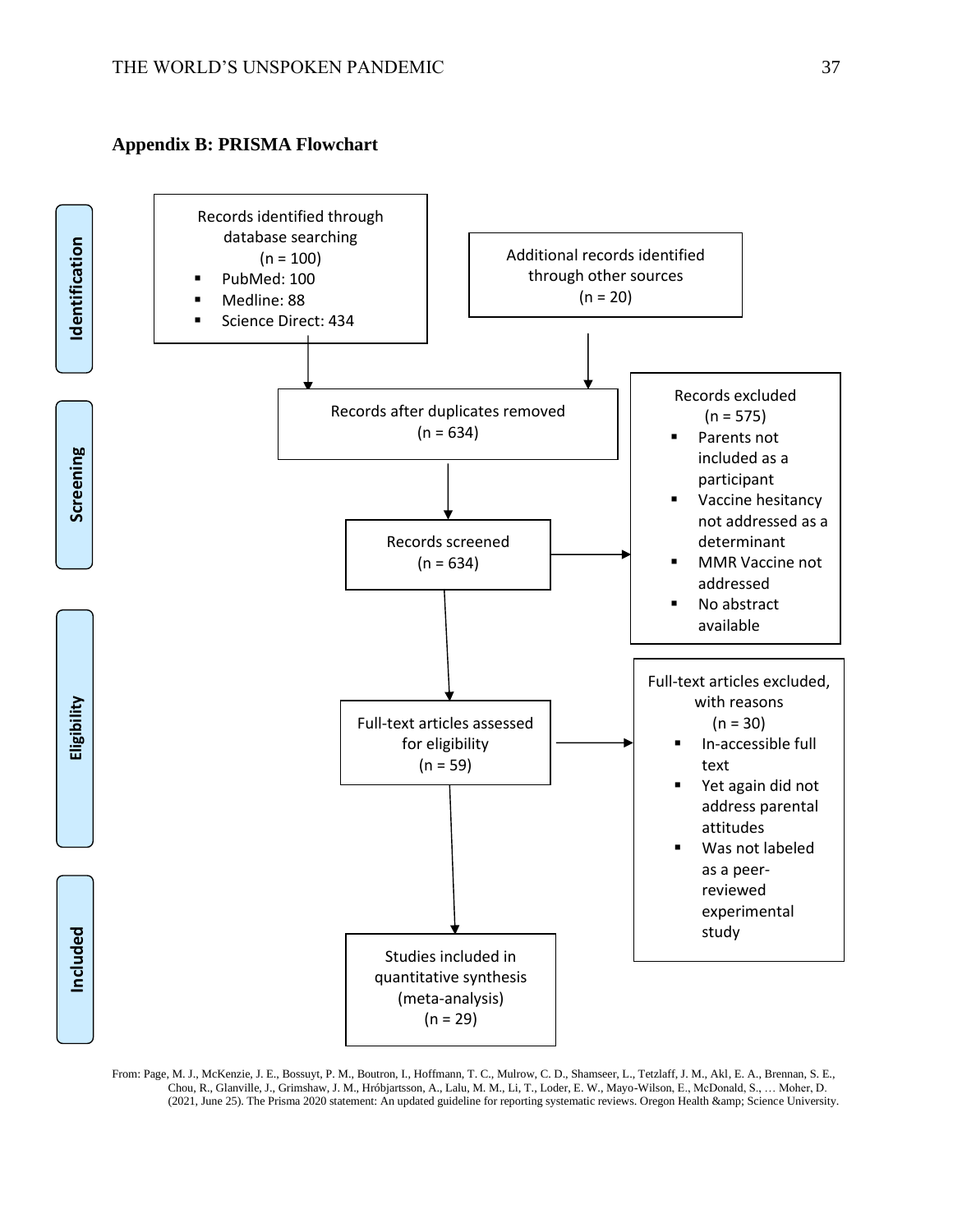## Appendix B: PRISMA Flowchart

**Identification**

Records identified through database searching
(n = 100)
- PubMed: 100
- Medline: 88
- Science Direct: 434

Additional records identified through other sources
(n = 20)

**Screening**

Records after duplicates removed
(n = 634)

Records screened
(n = 634)

Records excluded
(n = 575)
- Parents not included as a participant
- Vaccine hesitancy not addressed as a determinant
- MMR Vaccine not addressed
- No abstract available

**Eligibility**

Full-text articles assessed for eligibility
(n = 59)

Full-text articles excluded, with reasons
(n = 30)
- In-accessible full text
- Yet again did not address parental attitudes
- Was not labeled as a peer-reviewed experimental study

**Included**

Studies included in quantitative synthesis (meta-analysis)
(n = 29)

From: Page, M. J., McKenzie, J. E., Bossuyt, P. M., Boutron, I., Hoffmann, T. C., Mulrow, C. D., Shamseer, L., Tetzlaff, J. M., Akl, E. A., Brennan, S. E., Chou, R., Glanville, J., Grimshaw, J. M., Hróbjartsson, A., Lalu, M. M., Li, T., Loder, E. W., Mayo-Wilson, E., McDonald, S., … Moher, D. (2021, June 25). The Prisma 2020 statement: An updated guideline for reporting systematic reviews. Oregon Health &amp; Science University.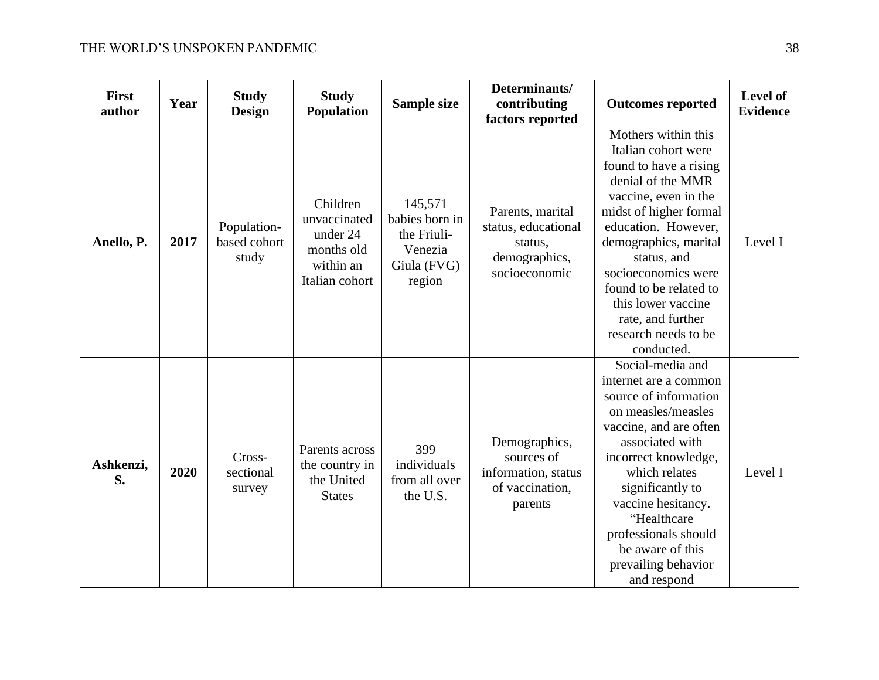| First author | Year | Study Design | Study Population | Sample size | Determinants/ contributing factors reported | Outcomes reported | Level of Evidence |
|---|---|---|---|---|---|---|---|
| **Anello, P.** | **2017** | Population-based cohort study | Children unvaccinated under 24 months old within an Italian cohort | 145,571 babies born in the Friuli-Venezia Giula (FVG) region | Parents, marital status, educational status, demographics, socioeconomic | Mothers within this Italian cohort were found to have a rising denial of the MMR vaccine, even in the midst of higher formal education. However, demographics, marital status, and socioeconomics were found to be related to this lower vaccine rate, and further research needs to be conducted. | Level I |
| **Ashkenzi, S.** | **2020** | Cross-sectional survey | Parents across the country in the United States | 399 individuals from all over the U.S. | Demographics, sources of information, status of vaccination, parents | Social-media and internet are a common source of information on measles/measles vaccine, and are often associated with incorrect knowledge, which relates significantly to vaccine hesitancy. "Healthcare professionals should be aware of this prevailing behavior and respond | Level I |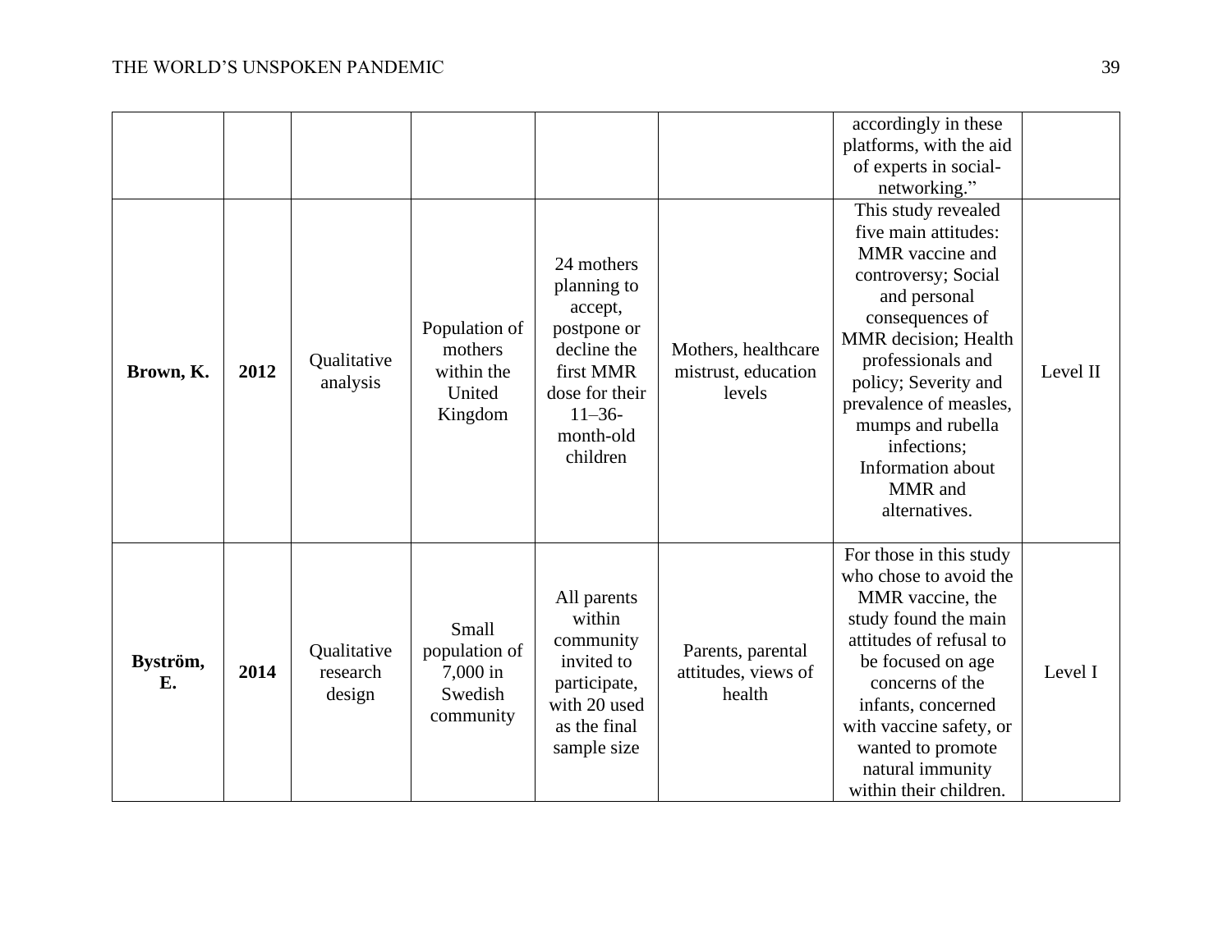| | | | | | | accordingly in these platforms, with the aid of experts in social-networking.” | |
|---|---|---|---|---|---|---|---|
| **Brown, K.** | **2012** | Qualitative analysis | Population of mothers within the United Kingdom | 24 mothers planning to accept, postpone or decline the first MMR dose for their 11–36-month-old children | Mothers, healthcare mistrust, education levels | This study revealed five main attitudes: MMR vaccine and controversy; Social and personal consequences of MMR decision; Health professionals and policy; Severity and prevalence of measles, mumps and rubella infections; Information about MMR and alternatives. | Level II |
| **Byström, E.** | **2014** | Qualitative research design | Small population of 7,000 in Swedish community | All parents within community invited to participate, with 20 used as the final sample size | Parents, parental attitudes, views of health | For those in this study who chose to avoid the MMR vaccine, the study found the main attitudes of refusal to be focused on age concerns of the infants, concerned with vaccine safety, or wanted to promote natural immunity within their children. | Level I |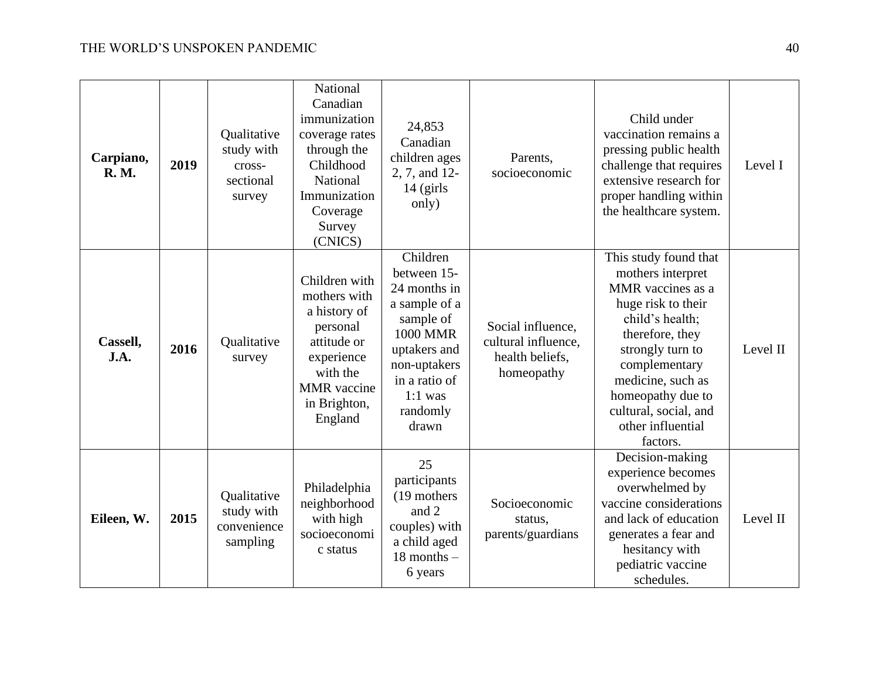| **Carpiano, R. M.** | **2019** | Qualitative study with cross-sectional survey | National Canadian immunization coverage rates through the Childhood National Immunization Coverage Survey (CNICS) | 24,853 Canadian children ages 2, 7, and 12-14 (girls only) | Parents, socioeconomic | Child under vaccination remains a pressing public health challenge that requires extensive research for proper handling within the healthcare system. | Level I |
|---|---|---|---|---|---|---|---|
| **Cassell, J.A.** | **2016** | Qualitative survey | Children with mothers with a history of personal attitude or experience with the MMR vaccine in Brighton, England | Children between 15-24 months in a sample of a sample of 1000 MMR uptakers and non-uptakers in a ratio of 1:1 was randomly drawn | Social influence, cultural influence, health beliefs, homeopathy | This study found that mothers interpret MMR vaccines as a huge risk to their child's health; therefore, they strongly turn to complementary medicine, such as homeopathy due to cultural, social, and other influential factors. | Level II |
| **Eileen, W.** | **2015** | Qualitative study with convenience sampling | Philadelphia neighborhood with high socioeconomic status | 25 participants (19 mothers and 2 couples) with a child aged 18 months – 6 years | Socioeconomic status, parents/guardians | Decision-making experience becomes overwhelmed by vaccine considerations and lack of education generates a fear and hesitancy with pediatric vaccine schedules. | Level II |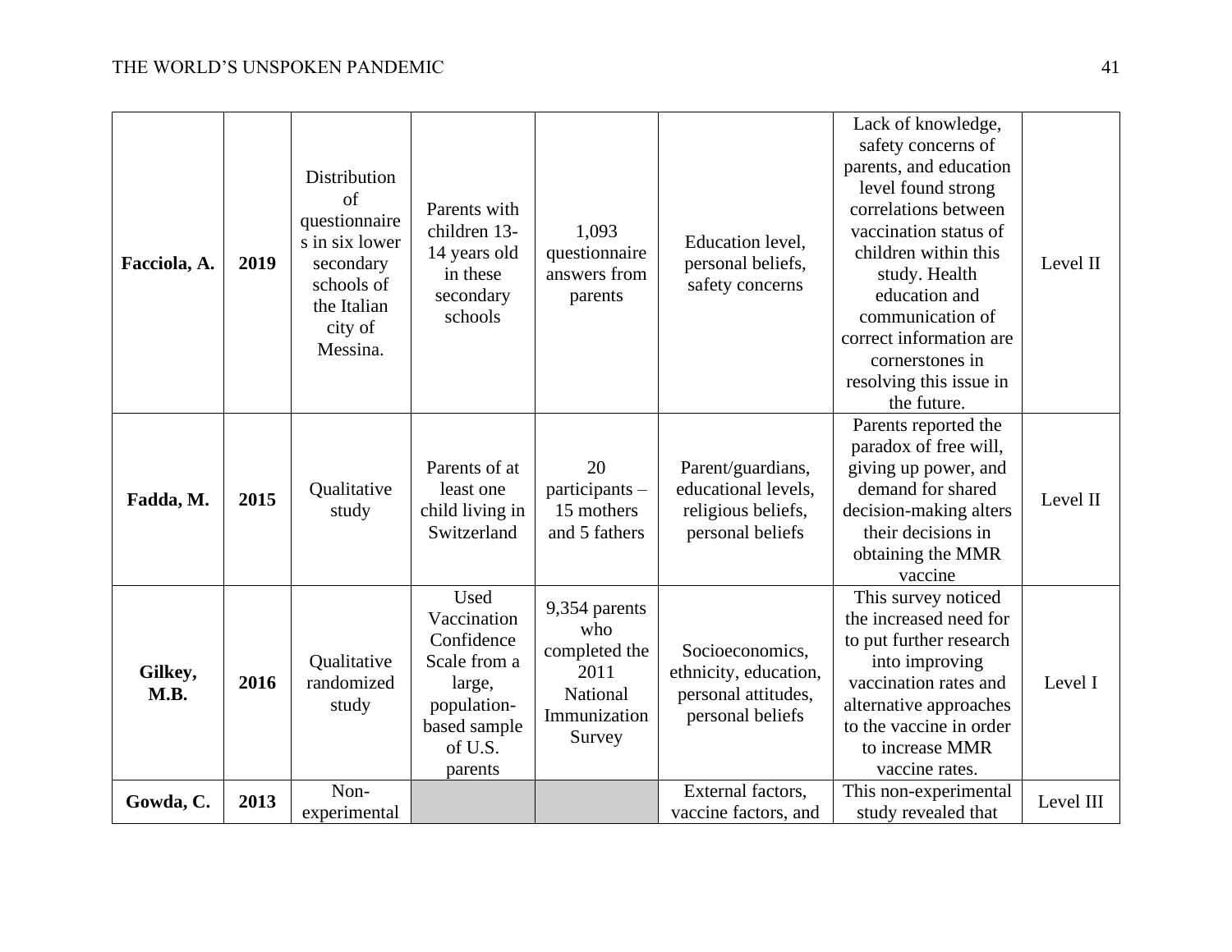| Facciola, A. | 2019 | Distribution of questionnaires in six lower secondary schools of the Italian city of Messina. | Parents with children 13-14 years old in these secondary schools | 1,093 questionnaire answers from parents | Education level, personal beliefs, safety concerns | Lack of knowledge, safety concerns of parents, and education level found strong correlations between vaccination status of children within this study. Health education and communication of correct information are cornerstones in resolving this issue in the future. | Level II |
|---|---|---|---|---|---|---|---|
| **Fadda, M.** | **2015** | Qualitative study | Parents of at least one child living in Switzerland | 20 participants – 15 mothers and 5 fathers | Parent/guardians, educational levels, religious beliefs, personal beliefs | Parents reported the paradox of free will, giving up power, and demand for shared decision-making alters their decisions in obtaining the MMR vaccine | Level II |
| **Gilkey, M.B.** | **2016** | Qualitative randomized study | Used Vaccination Confidence Scale from a large, population-based sample of U.S. parents | 9,354 parents who completed the 2011 National Immunization Survey | Socioeconomics, ethnicity, education, personal attitudes, personal beliefs | This survey noticed the increased need for to put further research into improving vaccination rates and alternative approaches to the vaccine in order to increase MMR vaccine rates. | Level I |
| **Gowda, C.** | **2013** | Non-experimental | | | External factors, vaccine factors, and | This non-experimental study revealed that | Level III |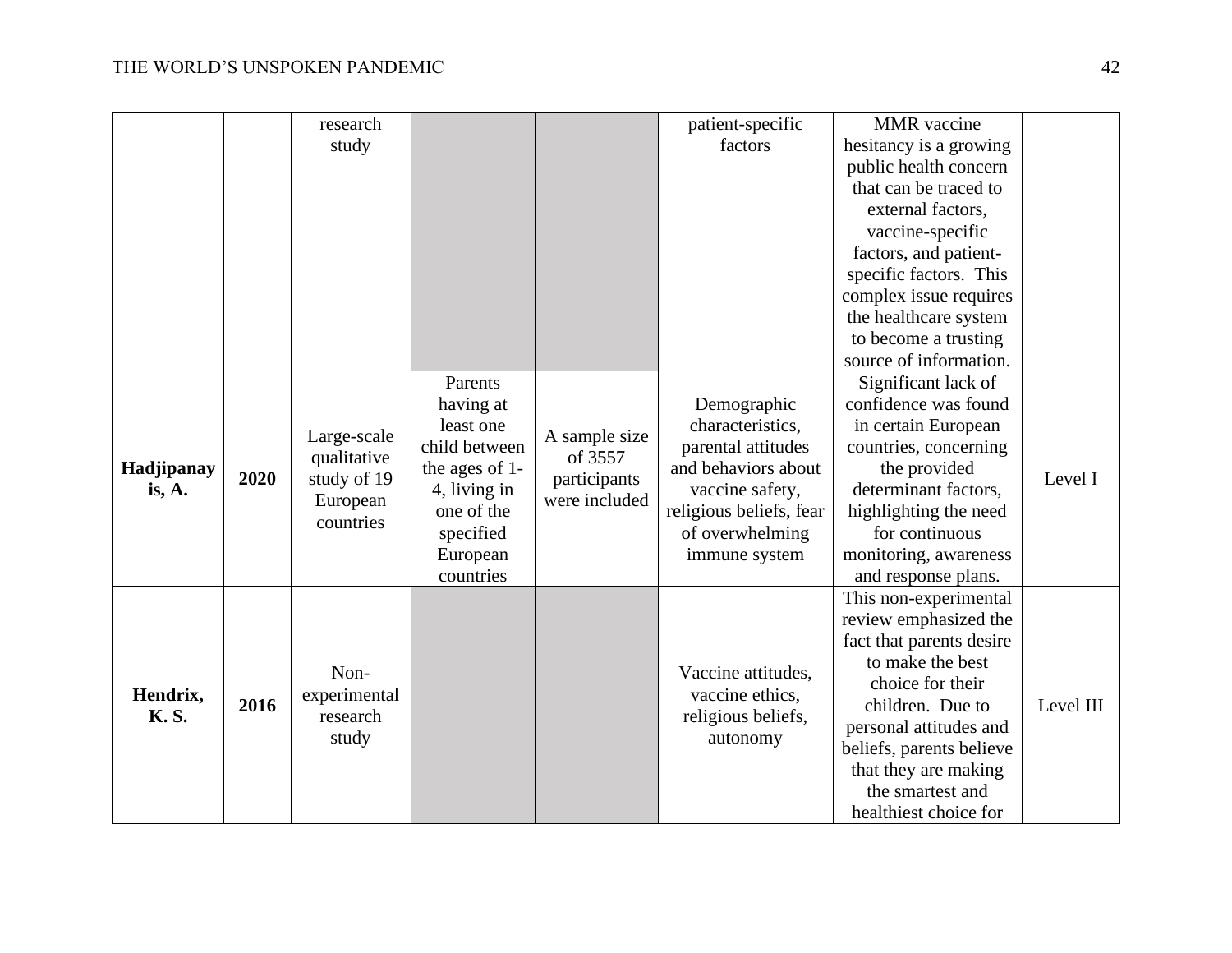| | | | | | | | |
|---|---|---|---|---|---|---|---|
| | | research study | | | patient-specific factors | MMR vaccine hesitancy is a growing public health concern that can be traced to external factors, vaccine-specific factors, and patient-specific factors. This complex issue requires the healthcare system to become a trusting source of information. | |
| **Hadjipanayis, A.** | **2020** | Large-scale qualitative study of 19 European countries | Parents having at least one child between the ages of 1-4, living in one of the specified European countries | A sample size of 3557 participants were included | Demographic characteristics, parental attitudes and behaviors about vaccine safety, religious beliefs, fear of overwhelming immune system | Significant lack of confidence was found in certain European countries, concerning the provided determinant factors, highlighting the need for continuous monitoring, awareness and response plans. | Level I |
| **Hendrix, K. S.** | **2016** | Non-experimental research study | | | Vaccine attitudes, vaccine ethics, religious beliefs, autonomy | This non-experimental review emphasized the fact that parents desire to make the best choice for their children. Due to personal attitudes and beliefs, parents believe that they are making the smartest and healthiest choice for | Level III |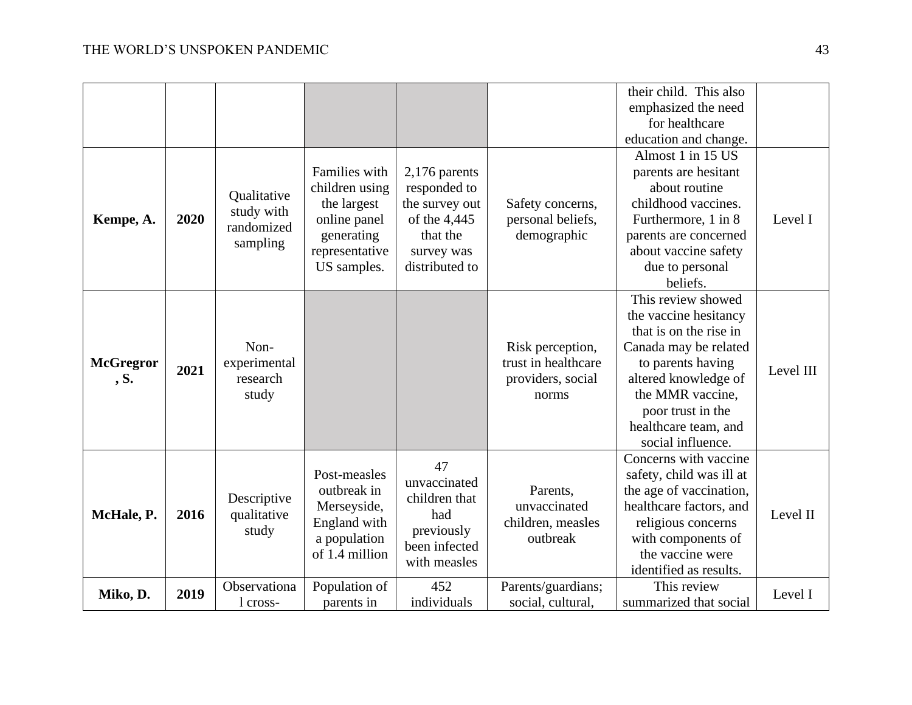| | | | | | | | |
|---|---|---|---|---|---|---|---|
| | | | | | | their child. This also emphasized the need for healthcare education and change. | |
| **Kempe, A.** | **2020** | Qualitative study with randomized sampling | Families with children using the largest online panel generating representative US samples. | 2,176 parents responded to the survey out of the 4,445 that the survey was distributed to | Safety concerns, personal beliefs, demographic | Almost 1 in 15 US parents are hesitant about routine childhood vaccines. Furthermore, 1 in 8 parents are concerned about vaccine safety due to personal beliefs. | Level I |
| **McGregror, S.** | **2021** | Non-experimental research study | | | Risk perception, trust in healthcare providers, social norms | This review showed the vaccine hesitancy that is on the rise in Canada may be related to parents having altered knowledge of the MMR vaccine, poor trust in the healthcare team, and social influence. | Level III |
| **McHale, P.** | **2016** | Descriptive qualitative study | Post-measles outbreak in Merseyside, England with a population of 1.4 million | 47 unvaccinated children that had previously been infected with measles | Parents, unvaccinated children, measles outbreak | Concerns with vaccine safety, child was ill at the age of vaccination, healthcare factors, and religious concerns with components of the vaccine were identified as results. | Level II |
| **Miko, D.** | **2019** | Observational cross- | Population of parents in | 452 individuals | Parents/guardians; social, cultural, | This review summarized that social | Level I |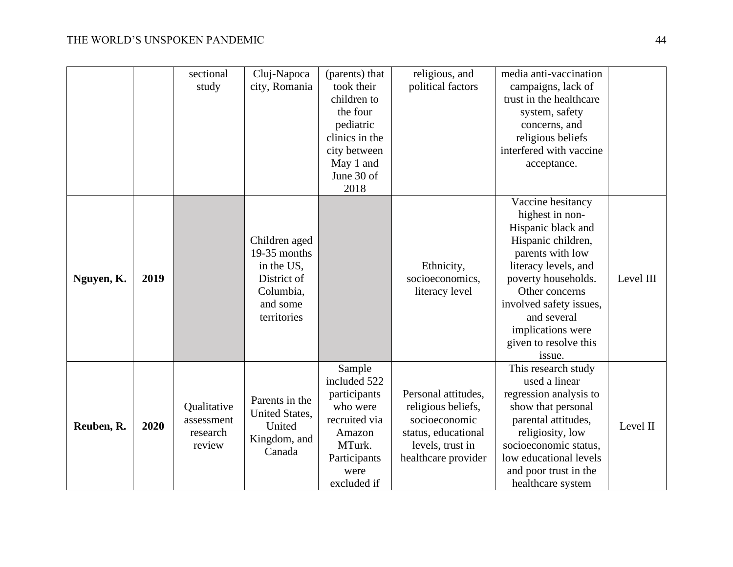| | | sectional study | Cluj-Napoca city, Romania | (parents) that took their children to the four pediatric clinics in the city between May 1 and June 30 of 2018 | religious, and political factors | media anti-vaccination campaigns, lack of trust in the healthcare system, safety concerns, and religious beliefs interfered with vaccine acceptance. | |
|---|---|---|---|---|---|---|---|
| **Nguyen, K.** | **2019** | | Children aged 19-35 months in the US, District of Columbia, and some territories | | Ethnicity, socioeconomics, literacy level | Vaccine hesitancy highest in non-Hispanic black and Hispanic children, parents with low literacy levels, and poverty households. Other concerns involved safety issues, and several implications were given to resolve this issue. | Level III |
| **Reuben, R.** | **2020** | Qualitative assessment research review | Parents in the United States, United Kingdom, and Canada | Sample included 522 participants who were recruited via Amazon MTurk. Participants were excluded if | Personal attitudes, religious beliefs, socioeconomic status, educational levels, trust in healthcare provider | This research study used a linear regression analysis to show that personal parental attitudes, religiosity, low socioeconomic status, low educational levels and poor trust in the healthcare system | Level II |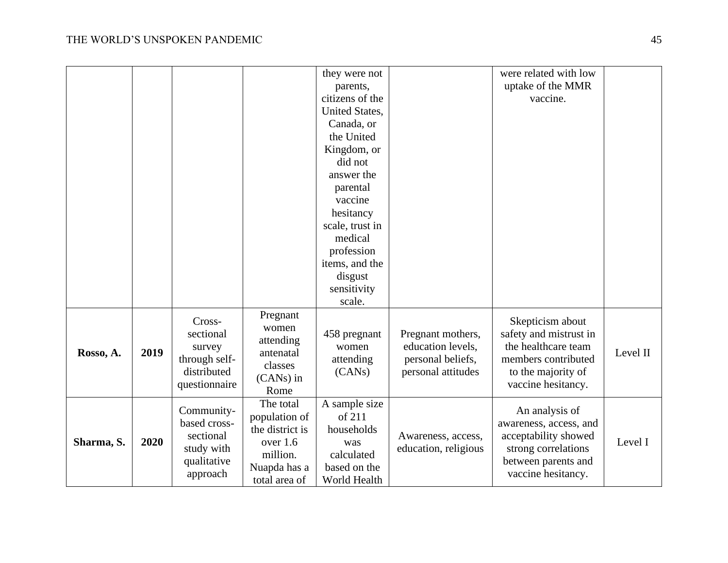| | | | | they were not parents, citizens of the United States, Canada, or the United Kingdom, or did not answer the parental vaccine hesitancy scale, trust in medical profession items, and the disgust sensitivity scale. | | were related with low uptake of the MMR vaccine. | |
|---|---|---|---|---|---|---|---|
| **Rosso, A.** | **2019** | Cross-sectional survey through self-distributed questionnaire | Pregnant women attending antenatal classes (CANs) in Rome | 458 pregnant women attending (CANs) | Pregnant mothers, education levels, personal beliefs, personal attitudes | Skepticism about safety and mistrust in the healthcare team members contributed to the majority of vaccine hesitancy. | Level II |
| **Sharma, S.** | **2020** | Community-based cross-sectional study with qualitative approach | The total population of the district is over 1.6 million. Nuapda has a total area of | A sample size of 211 households was calculated based on the World Health | Awareness, access, education, religious | An analysis of awareness, access, and acceptability showed strong correlations between parents and vaccine hesitancy. | Level I |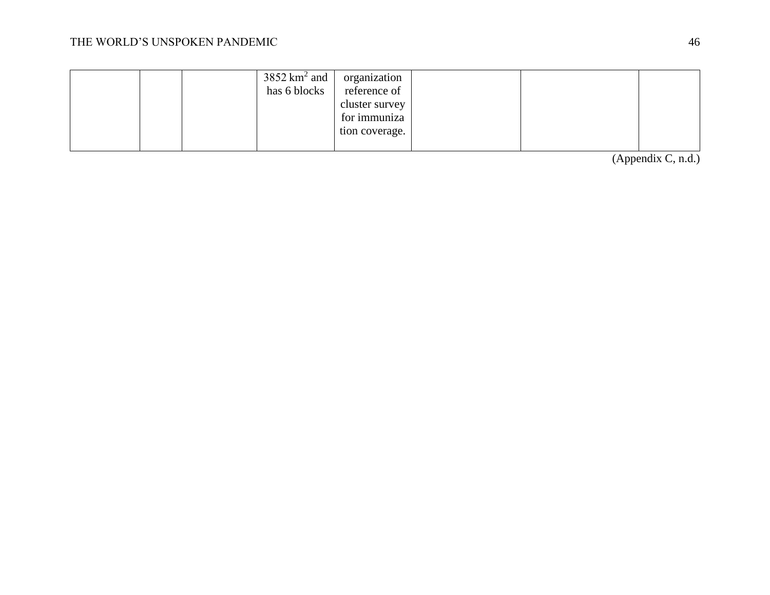| | | | | | | | |
|---|---|---|---|---|---|---|---|
| | | | 3852 $km^2$ and has 6 blocks | organization reference of cluster survey for immunization coverage. | | | |

(Appendix C, n.d.)